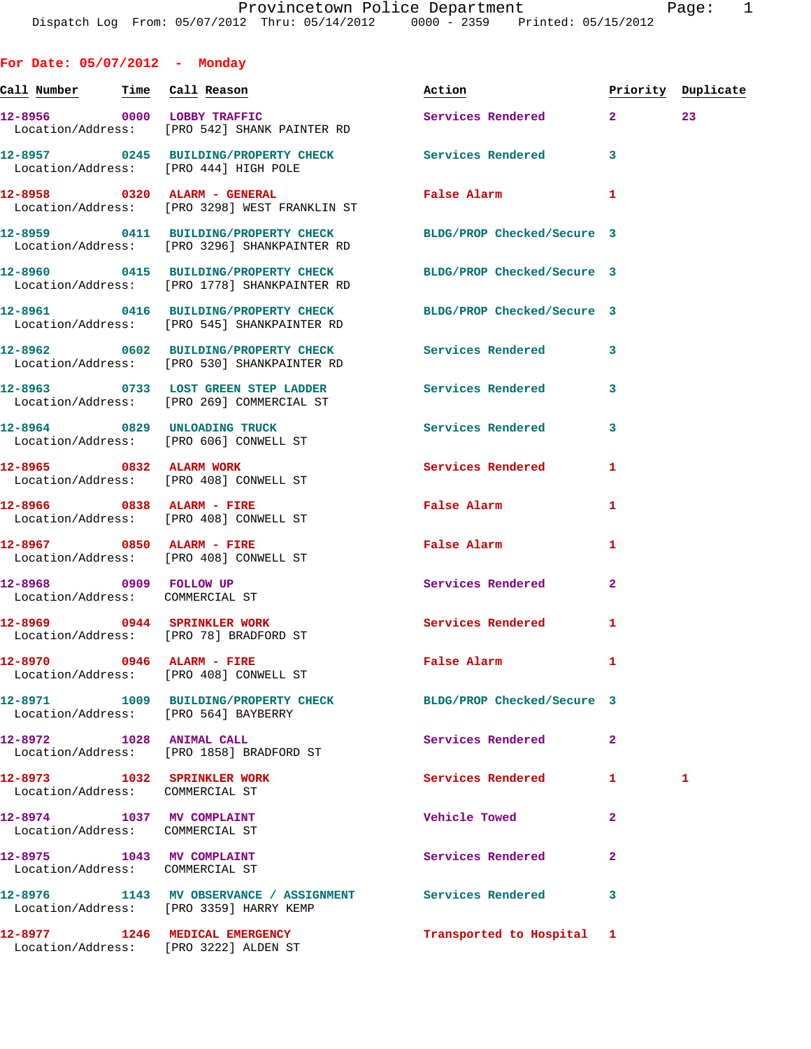# Provincetown Police Department

Dispatch Log From: 05/07/2012 Thru: 05/14/2012 0000 - 2359 Printed: 05/15/2012

## For Date: 05/07/2012 - Monday

| Call Number | Time | Call Reason | Action | Priority | Duplicate |
|---|---|---|---|---|---|
| 12-8956 | 0000 | LOBBY TRAFFIC | Services Rendered | 2 | 23 |
| Location/Address: | | [PRO 542] SHANK PAINTER RD | | | |
| 12-8957 | 0245 | BUILDING/PROPERTY CHECK | Services Rendered | 3 | |
| Location/Address: | | [PRO 444] HIGH POLE | | | |
| 12-8958 | 0320 | ALARM - GENERAL | False Alarm | 1 | |
| Location/Address: | | [PRO 3298] WEST FRANKLIN ST | | | |
| 12-8959 | 0411 | BUILDING/PROPERTY CHECK | BLDG/PROP Checked/Secure | 3 | |
| Location/Address: | | [PRO 3296] SHANKPAINTER RD | | | |
| 12-8960 | 0415 | BUILDING/PROPERTY CHECK | BLDG/PROP Checked/Secure | 3 | |
| Location/Address: | | [PRO 1778] SHANKPAINTER RD | | | |
| 12-8961 | 0416 | BUILDING/PROPERTY CHECK | BLDG/PROP Checked/Secure | 3 | |
| Location/Address: | | [PRO 545] SHANKPAINTER RD | | | |
| 12-8962 | 0602 | BUILDING/PROPERTY CHECK | Services Rendered | 3 | |
| Location/Address: | | [PRO 530] SHANKPAINTER RD | | | |
| 12-8963 | 0733 | LOST GREEN STEP LADDER | Services Rendered | 3 | |
| Location/Address: | | [PRO 269] COMMERCIAL ST | | | |
| 12-8964 | 0829 | UNLOADING TRUCK | Services Rendered | 3 | |
| Location/Address: | | [PRO 606] CONWELL ST | | | |
| 12-8965 | 0832 | ALARM WORK | Services Rendered | 1 | |
| Location/Address: | | [PRO 408] CONWELL ST | | | |
| 12-8966 | 0838 | ALARM - FIRE | False Alarm | 1 | |
| Location/Address: | | [PRO 408] CONWELL ST | | | |
| 12-8967 | 0850 | ALARM - FIRE | False Alarm | 1 | |
| Location/Address: | | [PRO 408] CONWELL ST | | | |
| 12-8968 | 0909 | FOLLOW UP | Services Rendered | 2 | |
| Location/Address: | | COMMERCIAL ST | | | |
| 12-8969 | 0944 | SPRINKLER WORK | Services Rendered | 1 | |
| Location/Address: | | [PRO 78] BRADFORD ST | | | |
| 12-8970 | 0946 | ALARM - FIRE | False Alarm | 1 | |
| Location/Address: | | [PRO 408] CONWELL ST | | | |
| 12-8971 | 1009 | BUILDING/PROPERTY CHECK | BLDG/PROP Checked/Secure | 3 | |
| Location/Address: | | [PRO 564] BAYBERRY | | | |
| 12-8972 | 1028 | ANIMAL CALL | Services Rendered | 2 | |
| Location/Address: | | [PRO 1858] BRADFORD ST | | | |
| 12-8973 | 1032 | SPRINKLER WORK | Services Rendered | 1 | 1 |
| Location/Address: | | COMMERCIAL ST | | | |
| 12-8974 | 1037 | MV COMPLAINT | Vehicle Towed | 2 | |
| Location/Address: | | COMMERCIAL ST | | | |
| 12-8975 | 1043 | MV COMPLAINT | Services Rendered | 2 | |
| Location/Address: | | COMMERCIAL ST | | | |
| 12-8976 | 1143 | MV OBSERVANCE / ASSIGNMENT | Services Rendered | 3 | |
| Location/Address: | | [PRO 3359] HARRY KEMP | | | |
| 12-8977 | 1246 | MEDICAL EMERGENCY | Transported to Hospital | 1 | |
| Location/Address: | | [PRO 3222] ALDEN ST | | | |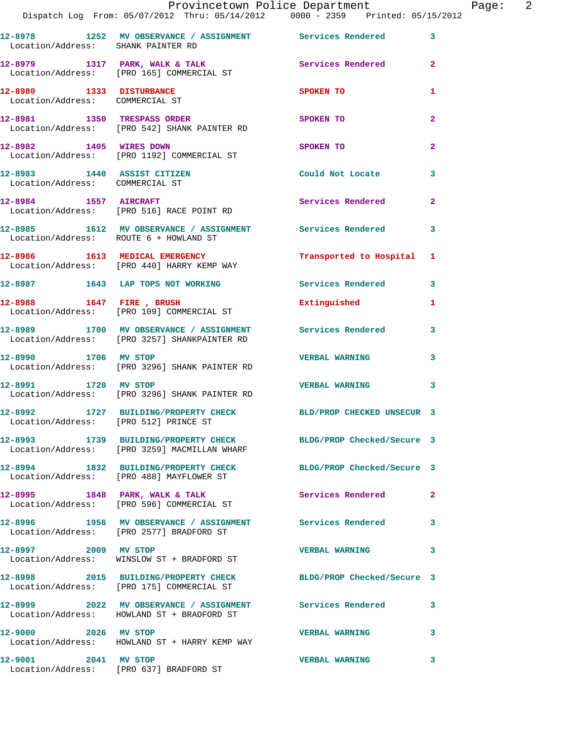12-8978 1252 MV OBSERVANCE / ASSIGNMENT Services Rendered 3
Location/Address: SHANK PAINTER RD

12-8979 1317 PARK, WALK & TALK Services Rendered 2
Location/Address: [PRO 165] COMMERCIAL ST

12-8980 1333 DISTURBANCE SPOKEN TO 1
Location/Address: COMMERCIAL ST

12-8981 1350 TRESPASS ORDER SPOKEN TO 2
Location/Address: [PRO 542] SHANK PAINTER RD

12-8982 1405 WIRES DOWN SPOKEN TO 2
Location/Address: [PRO 1192] COMMERCIAL ST

12-8983 1440 ASSIST CITIZEN Could Not Locate 3
Location/Address: COMMERCIAL ST

12-8984 1557 AIRCRAFT Services Rendered 2
Location/Address: [PRO 516] RACE POINT RD

12-8985 1612 MV OBSERVANCE / ASSIGNMENT Services Rendered 3
Location/Address: ROUTE 6 + HOWLAND ST

12-8986 1613 MEDICAL EMERGENCY Transported to Hospital 1
Location/Address: [PRO 440] HARRY KEMP WAY

12-8987 1643 LAP TOPS NOT WORKING Services Rendered 3

12-8988 1647 FIRE , BRUSH Extinguished 1
Location/Address: [PRO 109] COMMERCIAL ST

12-8989 1700 MV OBSERVANCE / ASSIGNMENT Services Rendered 3
Location/Address: [PRO 3257] SHANKPAINTER RD

12-8990 1706 MV STOP VERBAL WARNING 3
Location/Address: [PRO 3296] SHANK PAINTER RD

12-8991 1720 MV STOP VERBAL WARNING 3
Location/Address: [PRO 3296] SHANK PAINTER RD

12-8992 1727 BUILDING/PROPERTY CHECK BLD/PROP CHECKED UNSECUR 3
Location/Address: [PRO 512] PRINCE ST

12-8993 1739 BUILDING/PROPERTY CHECK BLDG/PROP Checked/Secure 3
Location/Address: [PRO 3259] MACMILLAN WHARF

12-8994 1832 BUILDING/PROPERTY CHECK BLDG/PROP Checked/Secure 3
Location/Address: [PRO 488] MAYFLOWER ST

12-8995 1848 PARK, WALK & TALK Services Rendered 2
Location/Address: [PRO 596] COMMERCIAL ST

12-8996 1956 MV OBSERVANCE / ASSIGNMENT Services Rendered 3
Location/Address: [PRO 2577] BRADFORD ST

12-8997 2009 MV STOP VERBAL WARNING 3
Location/Address: WINSLOW ST + BRADFORD ST

12-8998 2015 BUILDING/PROPERTY CHECK BLDG/PROP Checked/Secure 3
Location/Address: [PRO 175] COMMERCIAL ST

12-8999 2022 MV OBSERVANCE / ASSIGNMENT Services Rendered 3
Location/Address: HOWLAND ST + BRADFORD ST

12-9000 2026 MV STOP VERBAL WARNING 3
Location/Address: HOWLAND ST + HARRY KEMP WAY

12-9001 2041 MV STOP VERBAL WARNING 3
Location/Address: [PRO 637] BRADFORD ST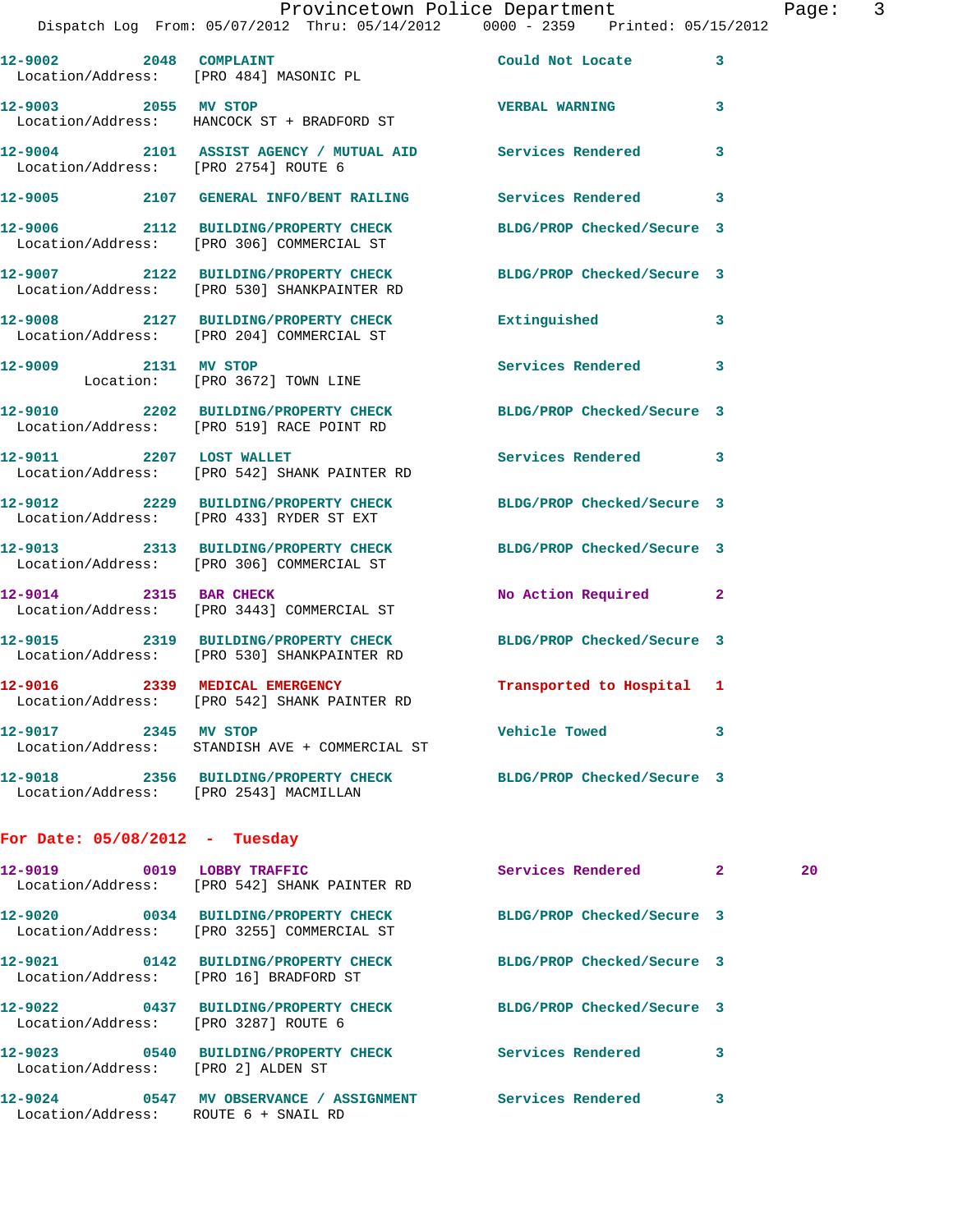12-9002 2048 COMPLAINT Could Not Locate 3
Location/Address: [PRO 484] MASONIC PL

12-9003 2055 MV STOP VERBAL WARNING 3
Location/Address: HANCOCK ST + BRADFORD ST

12-9004 2101 ASSIST AGENCY / MUTUAL AID Services Rendered 3
Location/Address: [PRO 2754] ROUTE 6

12-9005 2107 GENERAL INFO/BENT RAILING Services Rendered 3

12-9006 2112 BUILDING/PROPERTY CHECK BLDG/PROP Checked/Secure 3
Location/Address: [PRO 306] COMMERCIAL ST

12-9007 2122 BUILDING/PROPERTY CHECK BLDG/PROP Checked/Secure 3
Location/Address: [PRO 530] SHANKPAINTER RD

12-9008 2127 BUILDING/PROPERTY CHECK Extinguished 3
Location/Address: [PRO 204] COMMERCIAL ST

12-9009 2131 MV STOP Services Rendered 3
Location: [PRO 3672] TOWN LINE

12-9010 2202 BUILDING/PROPERTY CHECK BLDG/PROP Checked/Secure 3
Location/Address: [PRO 519] RACE POINT RD

12-9011 2207 LOST WALLET Services Rendered 3
Location/Address: [PRO 542] SHANK PAINTER RD

12-9012 2229 BUILDING/PROPERTY CHECK BLDG/PROP Checked/Secure 3
Location/Address: [PRO 433] RYDER ST EXT

12-9013 2313 BUILDING/PROPERTY CHECK BLDG/PROP Checked/Secure 3
Location/Address: [PRO 306] COMMERCIAL ST

12-9014 2315 BAR CHECK No Action Required 2
Location/Address: [PRO 3443] COMMERCIAL ST

12-9015 2319 BUILDING/PROPERTY CHECK BLDG/PROP Checked/Secure 3
Location/Address: [PRO 530] SHANKPAINTER RD

12-9016 2339 MEDICAL EMERGENCY Transported to Hospital 1
Location/Address: [PRO 542] SHANK PAINTER RD

12-9017 2345 MV STOP Vehicle Towed 3
Location/Address: STANDISH AVE + COMMERCIAL ST

12-9018 2356 BUILDING/PROPERTY CHECK BLDG/PROP Checked/Secure 3
Location/Address: [PRO 2543] MACMILLAN

**For Date: 05/08/2012 - Tuesday**

12-9019 0019 LOBBY TRAFFIC Services Rendered 2 20
Location/Address: [PRO 542] SHANK PAINTER RD

12-9020 0034 BUILDING/PROPERTY CHECK BLDG/PROP Checked/Secure 3
Location/Address: [PRO 3255] COMMERCIAL ST

12-9021 0142 BUILDING/PROPERTY CHECK BLDG/PROP Checked/Secure 3
Location/Address: [PRO 16] BRADFORD ST

12-9022 0437 BUILDING/PROPERTY CHECK BLDG/PROP Checked/Secure 3
Location/Address: [PRO 3287] ROUTE 6

12-9023 0540 BUILDING/PROPERTY CHECK Services Rendered 3
Location/Address: [PRO 2] ALDEN ST

12-9024 0547 MV OBSERVANCE / ASSIGNMENT Services Rendered 3
Location/Address: ROUTE 6 + SNAIL RD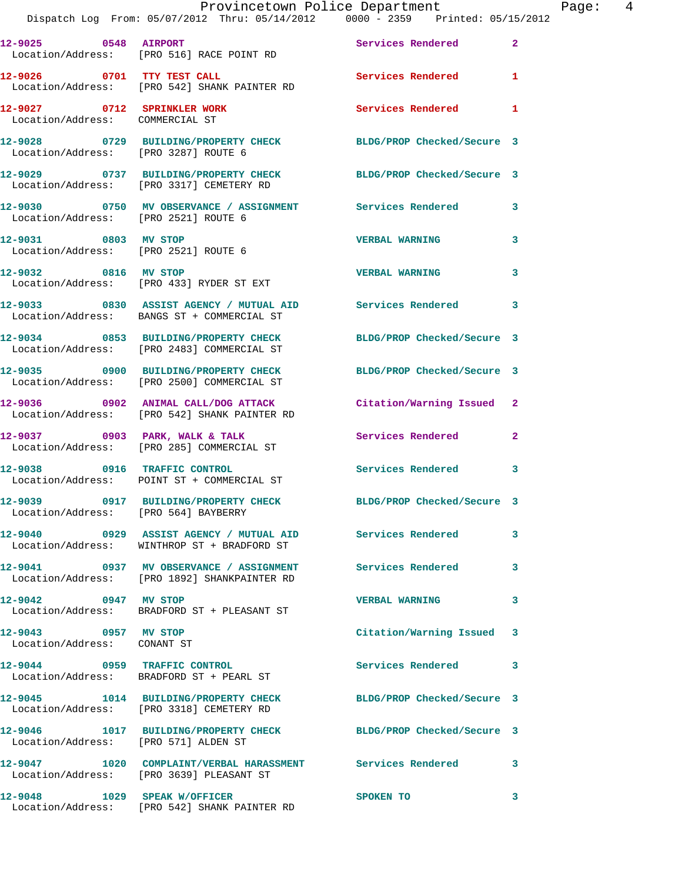12-9025 0548 AIRPORT Services Rendered 2
Location/Address: [PRO 516] RACE POINT RD

12-9026 0701 TTY TEST CALL Services Rendered 1
Location/Address: [PRO 542] SHANK PAINTER RD

12-9027 0712 SPRINKLER WORK Services Rendered 1
Location/Address: COMMERCIAL ST

12-9028 0729 BUILDING/PROPERTY CHECK BLDG/PROP Checked/Secure 3
Location/Address: [PRO 3287] ROUTE 6

12-9029 0737 BUILDING/PROPERTY CHECK BLDG/PROP Checked/Secure 3
Location/Address: [PRO 3317] CEMETERY RD

12-9030 0750 MV OBSERVANCE / ASSIGNMENT Services Rendered 3
Location/Address: [PRO 2521] ROUTE 6

12-9031 0803 MV STOP VERBAL WARNING 3
Location/Address: [PRO 2521] ROUTE 6

12-9032 0816 MV STOP VERBAL WARNING 3
Location/Address: [PRO 433] RYDER ST EXT

12-9033 0830 ASSIST AGENCY / MUTUAL AID Services Rendered 3
Location/Address: BANGS ST + COMMERCIAL ST

12-9034 0853 BUILDING/PROPERTY CHECK BLDG/PROP Checked/Secure 3
Location/Address: [PRO 2483] COMMERCIAL ST

12-9035 0900 BUILDING/PROPERTY CHECK BLDG/PROP Checked/Secure 3
Location/Address: [PRO 2500] COMMERCIAL ST

12-9036 0902 ANIMAL CALL/DOG ATTACK Citation/Warning Issued 2
Location/Address: [PRO 542] SHANK PAINTER RD

12-9037 0903 PARK, WALK & TALK Services Rendered 2
Location/Address: [PRO 285] COMMERCIAL ST

12-9038 0916 TRAFFIC CONTROL Services Rendered 3
Location/Address: POINT ST + COMMERCIAL ST

12-9039 0917 BUILDING/PROPERTY CHECK BLDG/PROP Checked/Secure 3
Location/Address: [PRO 564] BAYBERRY

12-9040 0929 ASSIST AGENCY / MUTUAL AID Services Rendered 3
Location/Address: WINTHROP ST + BRADFORD ST

12-9041 0937 MV OBSERVANCE / ASSIGNMENT Services Rendered 3
Location/Address: [PRO 1892] SHANKPAINTER RD

12-9042 0947 MV STOP VERBAL WARNING 3
Location/Address: BRADFORD ST + PLEASANT ST

12-9043 0957 MV STOP Citation/Warning Issued 3
Location/Address: CONANT ST

12-9044 0959 TRAFFIC CONTROL Services Rendered 3
Location/Address: BRADFORD ST + PEARL ST

12-9045 1014 BUILDING/PROPERTY CHECK BLDG/PROP Checked/Secure 3
Location/Address: [PRO 3318] CEMETERY RD

12-9046 1017 BUILDING/PROPERTY CHECK BLDG/PROP Checked/Secure 3
Location/Address: [PRO 571] ALDEN ST

12-9047 1020 COMPLAINT/VERBAL HARASSMENT Services Rendered 3
Location/Address: [PRO 3639] PLEASANT ST

12-9048 1029 SPEAK W/OFFICER SPOKEN TO 3
Location/Address: [PRO 542] SHANK PAINTER RD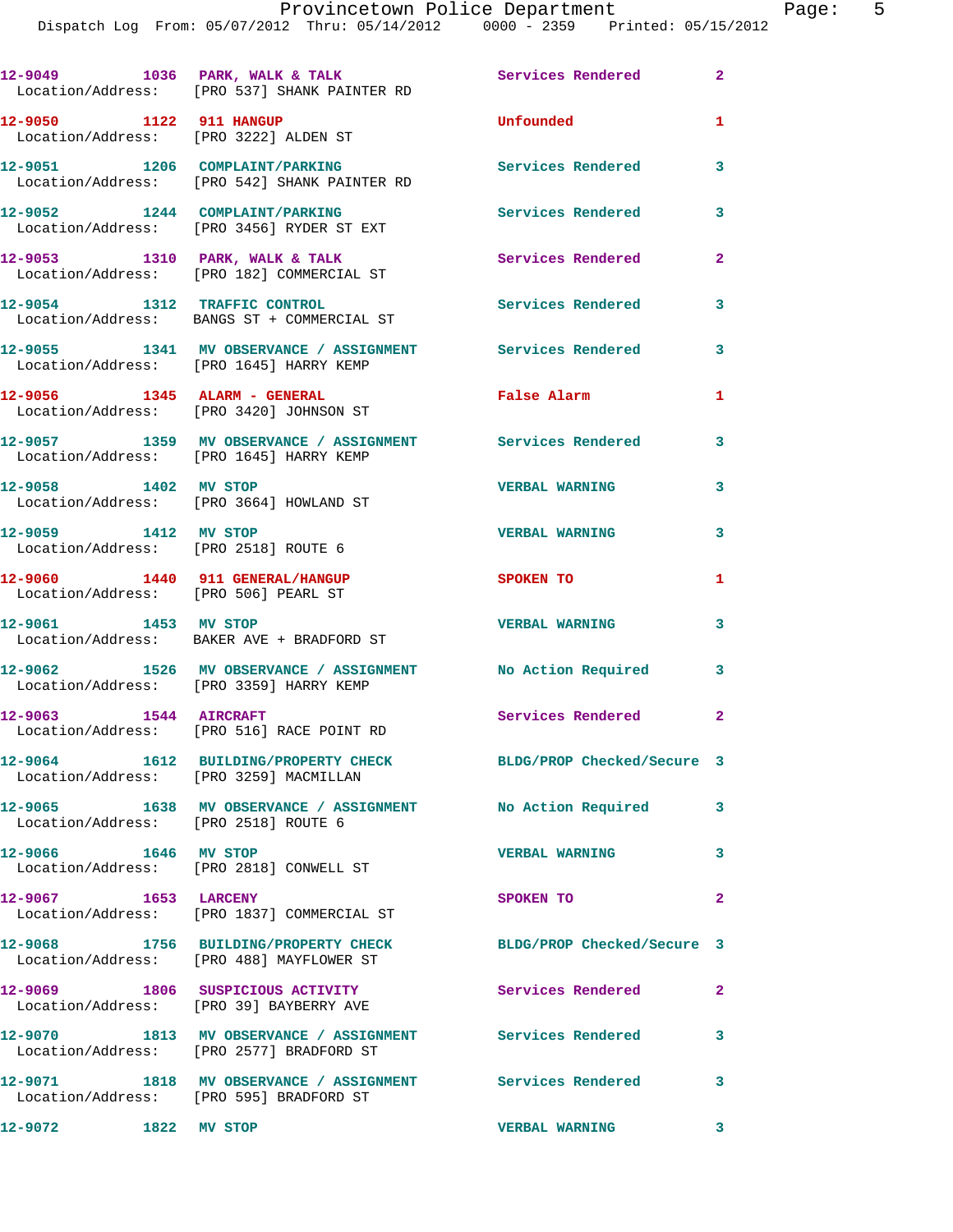| Call # | Time | Call Reason | Action | Priority |
|---|---|---|---|---|
| 12-9049 | 1036 | PARK, WALK & TALK | Services Rendered | 2 |
| Location/Address: [PRO 537] SHANK PAINTER RD | | | | |
| 12-9050 | 1122 | 911 HANGUP | Unfounded | 1 |
| Location/Address: [PRO 3222] ALDEN ST | | | | |
| 12-9051 | 1206 | COMPLAINT/PARKING | Services Rendered | 3 |
| Location/Address: [PRO 542] SHANK PAINTER RD | | | | |
| 12-9052 | 1244 | COMPLAINT/PARKING | Services Rendered | 3 |
| Location/Address: [PRO 3456] RYDER ST EXT | | | | |
| 12-9053 | 1310 | PARK, WALK & TALK | Services Rendered | 2 |
| Location/Address: [PRO 182] COMMERCIAL ST | | | | |
| 12-9054 | 1312 | TRAFFIC CONTROL | Services Rendered | 3 |
| Location/Address: BANGS ST + COMMERCIAL ST | | | | |
| 12-9055 | 1341 | MV OBSERVANCE / ASSIGNMENT | Services Rendered | 3 |
| Location/Address: [PRO 1645] HARRY KEMP | | | | |
| 12-9056 | 1345 | ALARM - GENERAL | False Alarm | 1 |
| Location/Address: [PRO 3420] JOHNSON ST | | | | |
| 12-9057 | 1359 | MV OBSERVANCE / ASSIGNMENT | Services Rendered | 3 |
| Location/Address: [PRO 1645] HARRY KEMP | | | | |
| 12-9058 | 1402 | MV STOP | VERBAL WARNING | 3 |
| Location/Address: [PRO 3664] HOWLAND ST | | | | |
| 12-9059 | 1412 | MV STOP | VERBAL WARNING | 3 |
| Location/Address: [PRO 2518] ROUTE 6 | | | | |
| 12-9060 | 1440 | 911 GENERAL/HANGUP | SPOKEN TO | 1 |
| Location/Address: [PRO 506] PEARL ST | | | | |
| 12-9061 | 1453 | MV STOP | VERBAL WARNING | 3 |
| Location/Address: BAKER AVE + BRADFORD ST | | | | |
| 12-9062 | 1526 | MV OBSERVANCE / ASSIGNMENT | No Action Required | 3 |
| Location/Address: [PRO 3359] HARRY KEMP | | | | |
| 12-9063 | 1544 | AIRCRAFT | Services Rendered | 2 |
| Location/Address: [PRO 516] RACE POINT RD | | | | |
| 12-9064 | 1612 | BUILDING/PROPERTY CHECK | BLDG/PROP Checked/Secure | 3 |
| Location/Address: [PRO 3259] MACMILLAN | | | | |
| 12-9065 | 1638 | MV OBSERVANCE / ASSIGNMENT | No Action Required | 3 |
| Location/Address: [PRO 2518] ROUTE 6 | | | | |
| 12-9066 | 1646 | MV STOP | VERBAL WARNING | 3 |
| Location/Address: [PRO 2818] CONWELL ST | | | | |
| 12-9067 | 1653 | LARCENY | SPOKEN TO | 2 |
| Location/Address: [PRO 1837] COMMERCIAL ST | | | | |
| 12-9068 | 1756 | BUILDING/PROPERTY CHECK | BLDG/PROP Checked/Secure | 3 |
| Location/Address: [PRO 488] MAYFLOWER ST | | | | |
| 12-9069 | 1806 | SUSPICIOUS ACTIVITY | Services Rendered | 2 |
| Location/Address: [PRO 39] BAYBERRY AVE | | | | |
| 12-9070 | 1813 | MV OBSERVANCE / ASSIGNMENT | Services Rendered | 3 |
| Location/Address: [PRO 2577] BRADFORD ST | | | | |
| 12-9071 | 1818 | MV OBSERVANCE / ASSIGNMENT | Services Rendered | 3 |
| Location/Address: [PRO 595] BRADFORD ST | | | | |
| 12-9072 | 1822 | MV STOP | VERBAL WARNING | 3 |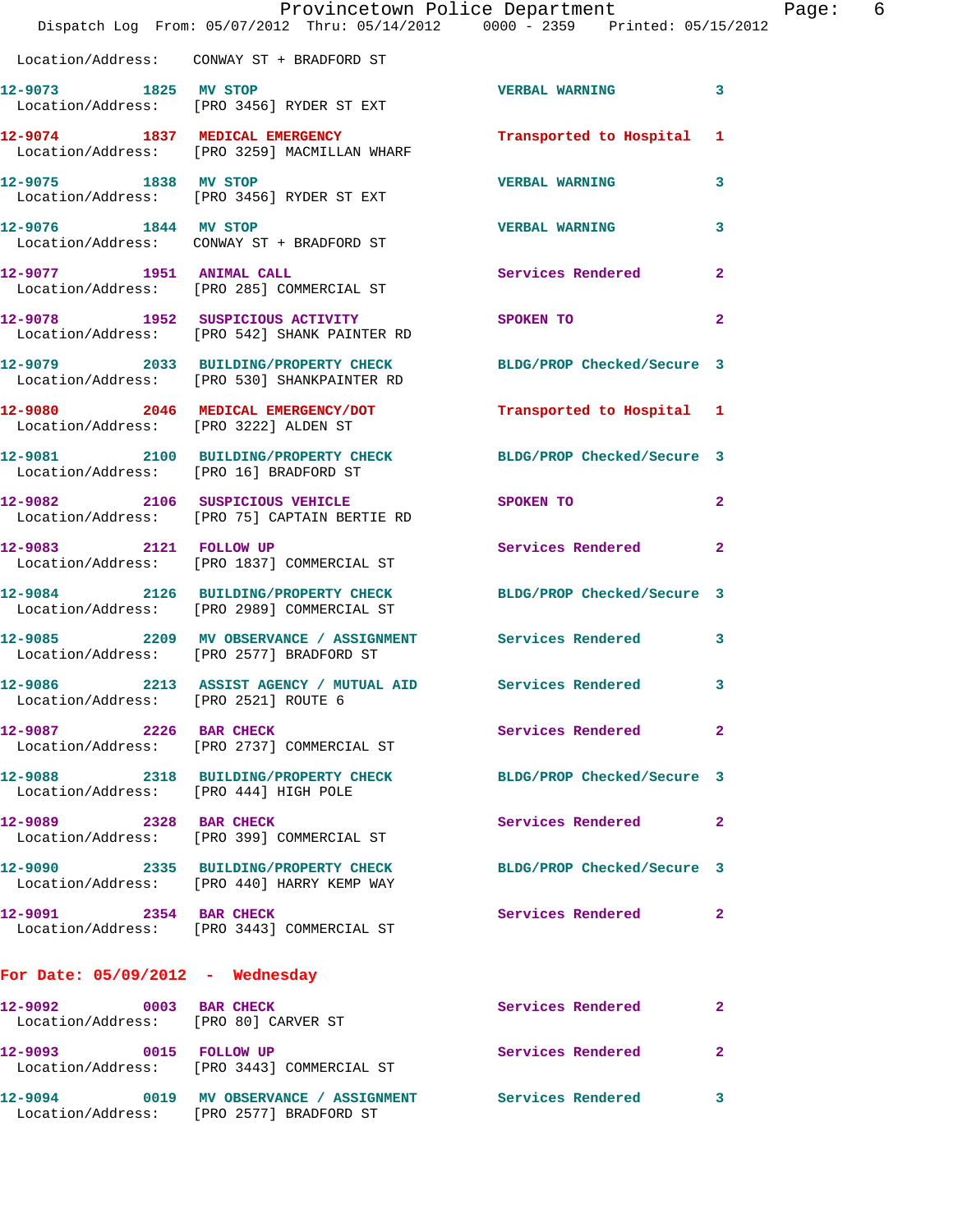Location/Address: CONWAY ST + BRADFORD ST

12-9073 1825 MV STOP VERBAL WARNING 3
Location/Address: [PRO 3456] RYDER ST EXT

12-9074 1837 MEDICAL EMERGENCY Transported to Hospital 1
Location/Address: [PRO 3259] MACMILLAN WHARF

12-9075 1838 MV STOP VERBAL WARNING 3
Location/Address: [PRO 3456] RYDER ST EXT

12-9076 1844 MV STOP VERBAL WARNING 3
Location/Address: CONWAY ST + BRADFORD ST

12-9077 1951 ANIMAL CALL Services Rendered 2
Location/Address: [PRO 285] COMMERCIAL ST

12-9078 1952 SUSPICIOUS ACTIVITY SPOKEN TO 2
Location/Address: [PRO 542] SHANK PAINTER RD

12-9079 2033 BUILDING/PROPERTY CHECK BLDG/PROP Checked/Secure 3
Location/Address: [PRO 530] SHANKPAINTER RD

12-9080 2046 MEDICAL EMERGENCY/DOT Transported to Hospital 1
Location/Address: [PRO 3222] ALDEN ST

12-9081 2100 BUILDING/PROPERTY CHECK BLDG/PROP Checked/Secure 3
Location/Address: [PRO 16] BRADFORD ST

12-9082 2106 SUSPICIOUS VEHICLE SPOKEN TO 2
Location/Address: [PRO 75] CAPTAIN BERTIE RD

12-9083 2121 FOLLOW UP Services Rendered 2
Location/Address: [PRO 1837] COMMERCIAL ST

12-9084 2126 BUILDING/PROPERTY CHECK BLDG/PROP Checked/Secure 3
Location/Address: [PRO 2989] COMMERCIAL ST

12-9085 2209 MV OBSERVANCE / ASSIGNMENT Services Rendered 3
Location/Address: [PRO 2577] BRADFORD ST

12-9086 2213 ASSIST AGENCY / MUTUAL AID Services Rendered 3
Location/Address: [PRO 2521] ROUTE 6

12-9087 2226 BAR CHECK Services Rendered 2
Location/Address: [PRO 2737] COMMERCIAL ST

12-9088 2318 BUILDING/PROPERTY CHECK BLDG/PROP Checked/Secure 3
Location/Address: [PRO 444] HIGH POLE

12-9089 2328 BAR CHECK Services Rendered 2
Location/Address: [PRO 399] COMMERCIAL ST

12-9090 2335 BUILDING/PROPERTY CHECK BLDG/PROP Checked/Secure 3
Location/Address: [PRO 440] HARRY KEMP WAY

12-9091 2354 BAR CHECK Services Rendered 2
Location/Address: [PRO 3443] COMMERCIAL ST

## For Date: 05/09/2012 - Wednesday

12-9092 0003 BAR CHECK Services Rendered 2
Location/Address: [PRO 80] CARVER ST

12-9093 0015 FOLLOW UP Services Rendered 2
Location/Address: [PRO 3443] COMMERCIAL ST

12-9094 0019 MV OBSERVANCE / ASSIGNMENT Services Rendered 3
Location/Address: [PRO 2577] BRADFORD ST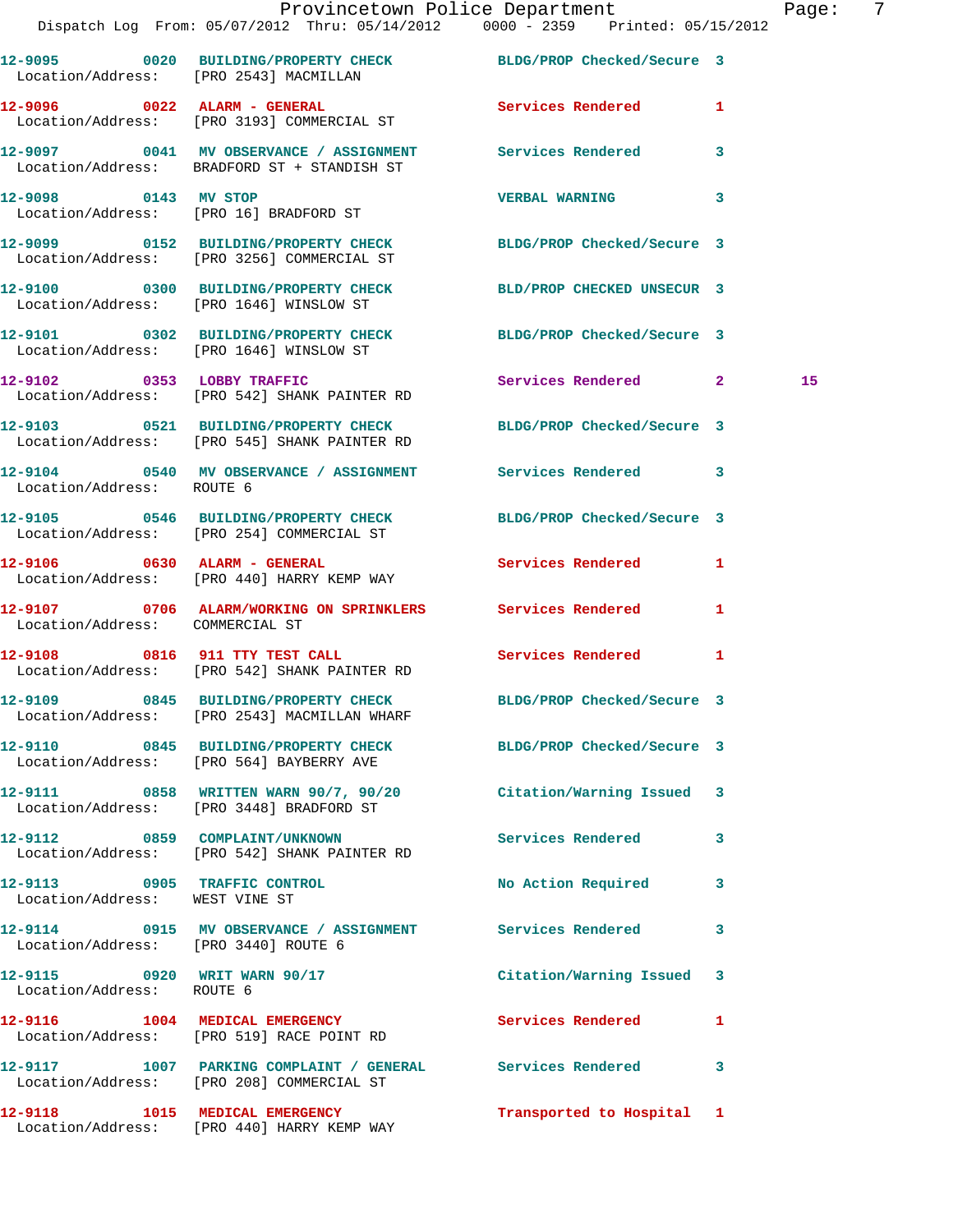12-9095 0020 BUILDING/PROPERTY CHECK BLDG/PROP Checked/Secure 3
Location/Address: [PRO 2543] MACMILLAN

12-9096 0022 ALARM - GENERAL Services Rendered 1
Location/Address: [PRO 3193] COMMERCIAL ST

12-9097 0041 MV OBSERVANCE / ASSIGNMENT Services Rendered 3
Location/Address: BRADFORD ST + STANDISH ST

12-9098 0143 MV STOP VERBAL WARNING 3
Location/Address: [PRO 16] BRADFORD ST

12-9099 0152 BUILDING/PROPERTY CHECK BLDG/PROP Checked/Secure 3
Location/Address: [PRO 3256] COMMERCIAL ST

12-9100 0300 BUILDING/PROPERTY CHECK BLD/PROP CHECKED UNSECUR 3
Location/Address: [PRO 1646] WINSLOW ST

12-9101 0302 BUILDING/PROPERTY CHECK BLDG/PROP Checked/Secure 3
Location/Address: [PRO 1646] WINSLOW ST

12-9102 0353 LOBBY TRAFFIC Services Rendered 2 15
Location/Address: [PRO 542] SHANK PAINTER RD

12-9103 0521 BUILDING/PROPERTY CHECK BLDG/PROP Checked/Secure 3
Location/Address: [PRO 545] SHANK PAINTER RD

12-9104 0540 MV OBSERVANCE / ASSIGNMENT Services Rendered 3
Location/Address: ROUTE 6

12-9105 0546 BUILDING/PROPERTY CHECK BLDG/PROP Checked/Secure 3
Location/Address: [PRO 254] COMMERCIAL ST

12-9106 0630 ALARM - GENERAL Services Rendered 1
Location/Address: [PRO 440] HARRY KEMP WAY

12-9107 0706 ALARM/WORKING ON SPRINKLERS Services Rendered 1
Location/Address: COMMERCIAL ST

12-9108 0816 911 TTY TEST CALL Services Rendered 1
Location/Address: [PRO 542] SHANK PAINTER RD

12-9109 0845 BUILDING/PROPERTY CHECK BLDG/PROP Checked/Secure 3
Location/Address: [PRO 2543] MACMILLAN WHARF

12-9110 0845 BUILDING/PROPERTY CHECK BLDG/PROP Checked/Secure 3
Location/Address: [PRO 564] BAYBERRY AVE

12-9111 0858 WRITTEN WARN 90/7, 90/20 Citation/Warning Issued 3
Location/Address: [PRO 3448] BRADFORD ST

12-9112 0859 COMPLAINT/UNKNOWN Services Rendered 3
Location/Address: [PRO 542] SHANK PAINTER RD

12-9113 0905 TRAFFIC CONTROL No Action Required 3
Location/Address: WEST VINE ST

12-9114 0915 MV OBSERVANCE / ASSIGNMENT Services Rendered 3
Location/Address: [PRO 3440] ROUTE 6

12-9115 0920 WRIT WARN 90/17 Citation/Warning Issued 3
Location/Address: ROUTE 6

12-9116 1004 MEDICAL EMERGENCY Services Rendered 1
Location/Address: [PRO 519] RACE POINT RD

12-9117 1007 PARKING COMPLAINT / GENERAL Services Rendered 3
Location/Address: [PRO 208] COMMERCIAL ST

12-9118 1015 MEDICAL EMERGENCY Transported to Hospital 1
Location/Address: [PRO 440] HARRY KEMP WAY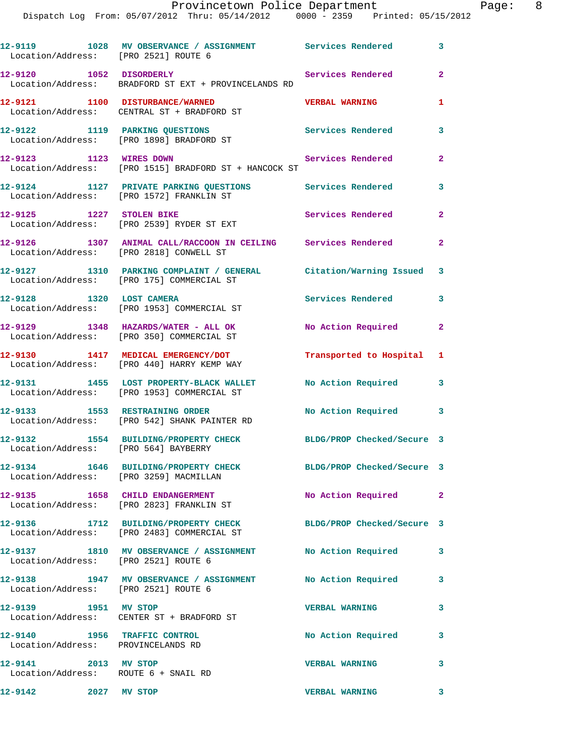12-9119 1028 MV OBSERVANCE / ASSIGNMENT Services Rendered 3
Location/Address: [PRO 2521] ROUTE 6

12-9120 1052 DISORDERLY Services Rendered 2
Location/Address: BRADFORD ST EXT + PROVINCELANDS RD

12-9121 1100 DISTURBANCE/WARNED VERBAL WARNING 1
Location/Address: CENTRAL ST + BRADFORD ST

12-9122 1119 PARKING QUESTIONS Services Rendered 3
Location/Address: [PRO 1898] BRADFORD ST

12-9123 1123 WIRES DOWN Services Rendered 2
Location/Address: [PRO 1515] BRADFORD ST + HANCOCK ST

12-9124 1127 PRIVATE PARKING QUESTIONS Services Rendered 3
Location/Address: [PRO 1572] FRANKLIN ST

12-9125 1227 STOLEN BIKE Services Rendered 2
Location/Address: [PRO 2539] RYDER ST EXT

12-9126 1307 ANIMAL CALL/RACCOON IN CEILING Services Rendered 2
Location/Address: [PRO 2818] CONWELL ST

12-9127 1310 PARKING COMPLAINT / GENERAL Citation/Warning Issued 3
Location/Address: [PRO 175] COMMERCIAL ST

12-9128 1320 LOST CAMERA Services Rendered 3
Location/Address: [PRO 1953] COMMERCIAL ST

12-9129 1348 HAZARDS/WATER - ALL OK No Action Required 2
Location/Address: [PRO 350] COMMERCIAL ST

12-9130 1417 MEDICAL EMERGENCY/DOT Transported to Hospital 1
Location/Address: [PRO 440] HARRY KEMP WAY

12-9131 1455 LOST PROPERTY-BLACK WALLET No Action Required 3
Location/Address: [PRO 1953] COMMERCIAL ST

12-9133 1553 RESTRAINING ORDER No Action Required 3
Location/Address: [PRO 542] SHANK PAINTER RD

12-9132 1554 BUILDING/PROPERTY CHECK BLDG/PROP Checked/Secure 3
Location/Address: [PRO 564] BAYBERRY

12-9134 1646 BUILDING/PROPERTY CHECK BLDG/PROP Checked/Secure 3
Location/Address: [PRO 3259] MACMILLAN

12-9135 1658 CHILD ENDANGERMENT No Action Required 2
Location/Address: [PRO 2823] FRANKLIN ST

12-9136 1712 BUILDING/PROPERTY CHECK BLDG/PROP Checked/Secure 3
Location/Address: [PRO 2483] COMMERCIAL ST

12-9137 1810 MV OBSERVANCE / ASSIGNMENT No Action Required 3
Location/Address: [PRO 2521] ROUTE 6

12-9138 1947 MV OBSERVANCE / ASSIGNMENT No Action Required 3
Location/Address: [PRO 2521] ROUTE 6

12-9139 1951 MV STOP VERBAL WARNING 3
Location/Address: CENTER ST + BRADFORD ST

12-9140 1956 TRAFFIC CONTROL No Action Required 3
Location/Address: PROVINCELANDS RD

12-9141 2013 MV STOP VERBAL WARNING 3
Location/Address: ROUTE 6 + SNAIL RD

12-9142 2027 MV STOP VERBAL WARNING 3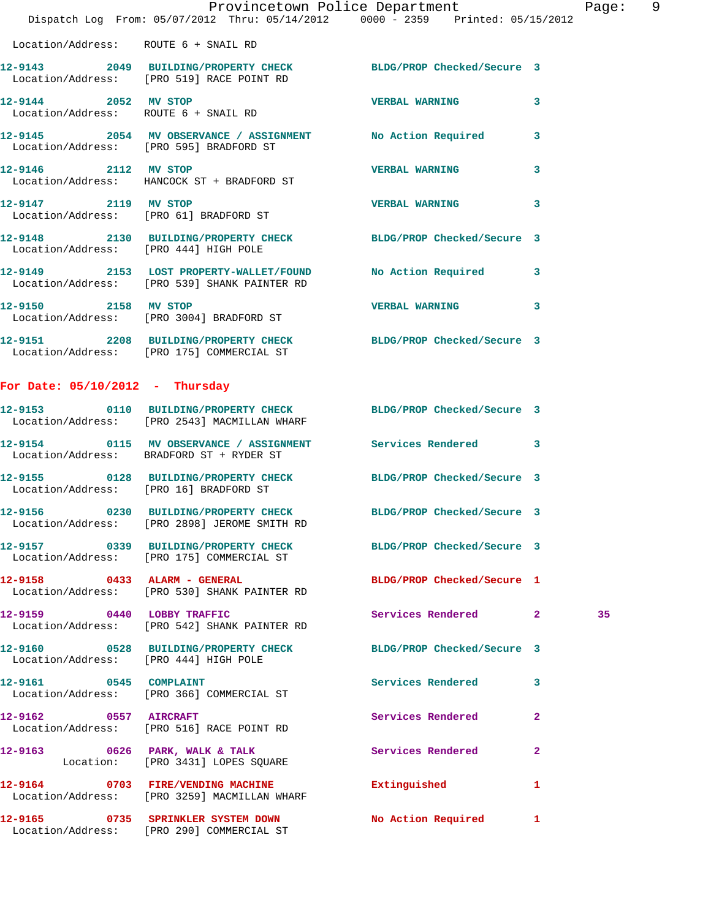Location/Address: ROUTE 6 + SNAIL RD

**12-9143** 2049 **BUILDING/PROPERTY CHECK** BLDG/PROP Checked/Secure 3
Location/Address: [PRO 519] RACE POINT RD

**12-9144** 2052 **MV STOP** VERBAL WARNING 3
Location/Address: ROUTE 6 + SNAIL RD

**12-9145** 2054 **MV OBSERVANCE / ASSIGNMENT** No Action Required 3
Location/Address: [PRO 595] BRADFORD ST

**12-9146** 2112 **MV STOP** VERBAL WARNING 3
Location/Address: HANCOCK ST + BRADFORD ST

**12-9147** 2119 **MV STOP** VERBAL WARNING 3
Location/Address: [PRO 61] BRADFORD ST

**12-9148** 2130 **BUILDING/PROPERTY CHECK** BLDG/PROP Checked/Secure 3
Location/Address: [PRO 444] HIGH POLE

**12-9149** 2153 **LOST PROPERTY-WALLET/FOUND** No Action Required 3
Location/Address: [PRO 539] SHANK PAINTER RD

**12-9150** 2158 **MV STOP** VERBAL WARNING 3
Location/Address: [PRO 3004] BRADFORD ST

**12-9151** 2208 **BUILDING/PROPERTY CHECK** BLDG/PROP Checked/Secure 3
Location/Address: [PRO 175] COMMERCIAL ST

## For Date: 05/10/2012 - Thursday

**12-9153** 0110 **BUILDING/PROPERTY CHECK** BLDG/PROP Checked/Secure 3
Location/Address: [PRO 2543] MACMILLAN WHARF

**12-9154** 0115 **MV OBSERVANCE / ASSIGNMENT** Services Rendered 3
Location/Address: BRADFORD ST + RYDER ST

**12-9155** 0128 **BUILDING/PROPERTY CHECK** BLDG/PROP Checked/Secure 3
Location/Address: [PRO 16] BRADFORD ST

**12-9156** 0230 **BUILDING/PROPERTY CHECK** BLDG/PROP Checked/Secure 3
Location/Address: [PRO 2898] JEROME SMITH RD

**12-9157** 0339 **BUILDING/PROPERTY CHECK** BLDG/PROP Checked/Secure 3
Location/Address: [PRO 175] COMMERCIAL ST

**12-9158** 0433 **ALARM - GENERAL** BLDG/PROP Checked/Secure 1
Location/Address: [PRO 530] SHANK PAINTER RD

**12-9159** 0440 **LOBBY TRAFFIC** Services Rendered 2 35
Location/Address: [PRO 542] SHANK PAINTER RD

**12-9160** 0528 **BUILDING/PROPERTY CHECK** BLDG/PROP Checked/Secure 3
Location/Address: [PRO 444] HIGH POLE

**12-9161** 0545 **COMPLAINT** Services Rendered 3
Location/Address: [PRO 366] COMMERCIAL ST

**12-9162** 0557 **AIRCRAFT** Services Rendered 2
Location/Address: [PRO 516] RACE POINT RD

**12-9163** 0626 **PARK, WALK & TALK** Services Rendered 2
Location: [PRO 3431] LOPES SQUARE

**12-9164** 0703 **FIRE/VENDING MACHINE** Extinguished 1
Location/Address: [PRO 3259] MACMILLAN WHARF

**12-9165** 0735 **SPRINKLER SYSTEM DOWN** No Action Required 1
Location/Address: [PRO 290] COMMERCIAL ST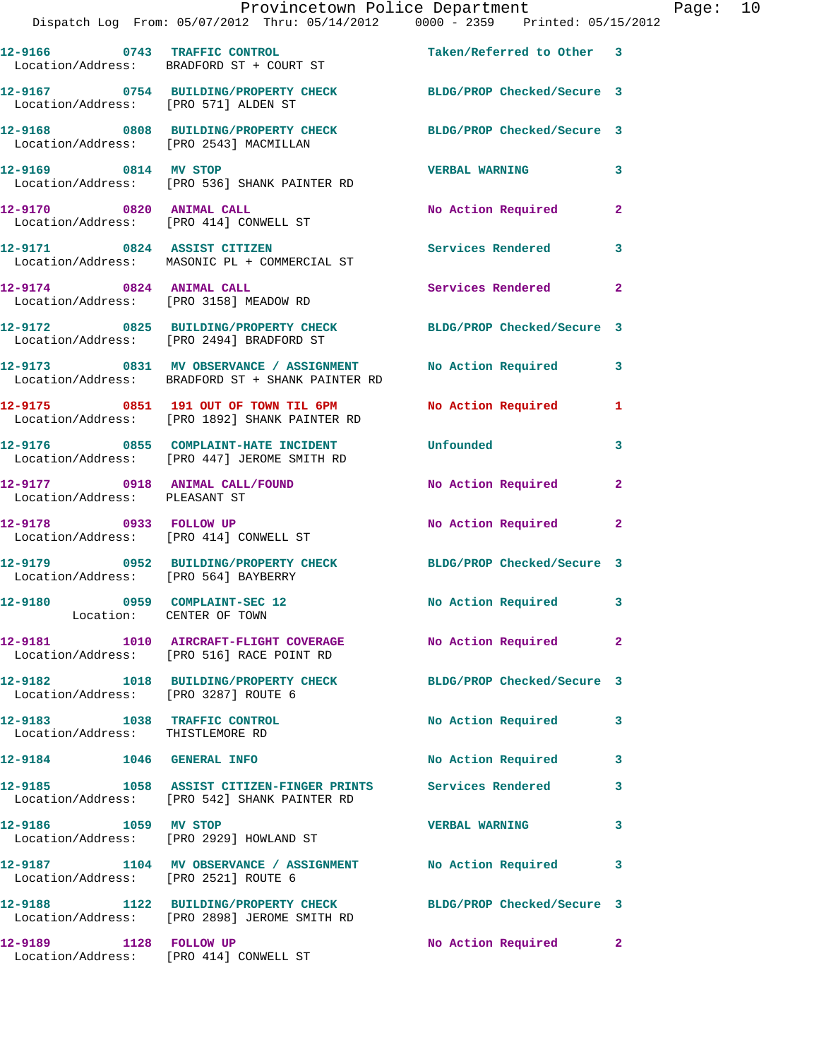12-9166 0743 TRAFFIC CONTROL Taken/Referred to Other 3
Location/Address: BRADFORD ST + COURT ST

12-9167 0754 BUILDING/PROPERTY CHECK BLDG/PROP Checked/Secure 3
Location/Address: [PRO 571] ALDEN ST

12-9168 0808 BUILDING/PROPERTY CHECK BLDG/PROP Checked/Secure 3
Location/Address: [PRO 2543] MACMILLAN

12-9169 0814 MV STOP VERBAL WARNING 3
Location/Address: [PRO 536] SHANK PAINTER RD

12-9170 0820 ANIMAL CALL No Action Required 2
Location/Address: [PRO 414] CONWELL ST

12-9171 0824 ASSIST CITIZEN Services Rendered 3
Location/Address: MASONIC PL + COMMERCIAL ST

12-9174 0824 ANIMAL CALL Services Rendered 2
Location/Address: [PRO 3158] MEADOW RD

12-9172 0825 BUILDING/PROPERTY CHECK BLDG/PROP Checked/Secure 3
Location/Address: [PRO 2494] BRADFORD ST

12-9173 0831 MV OBSERVANCE / ASSIGNMENT No Action Required 3
Location/Address: BRADFORD ST + SHANK PAINTER RD

12-9175 0851 191 OUT OF TOWN TIL 6PM No Action Required 1
Location/Address: [PRO 1892] SHANK PAINTER RD

12-9176 0855 COMPLAINT-HATE INCIDENT Unfounded 3
Location/Address: [PRO 447] JEROME SMITH RD

12-9177 0918 ANIMAL CALL/FOUND No Action Required 2
Location/Address: PLEASANT ST

12-9178 0933 FOLLOW UP No Action Required 2
Location/Address: [PRO 414] CONWELL ST

12-9179 0952 BUILDING/PROPERTY CHECK BLDG/PROP Checked/Secure 3
Location/Address: [PRO 564] BAYBERRY

12-9180 0959 COMPLAINT-SEC 12 No Action Required 3
Location: CENTER OF TOWN

12-9181 1010 AIRCRAFT-FLIGHT COVERAGE No Action Required 2
Location/Address: [PRO 516] RACE POINT RD

12-9182 1018 BUILDING/PROPERTY CHECK BLDG/PROP Checked/Secure 3
Location/Address: [PRO 3287] ROUTE 6

12-9183 1038 TRAFFIC CONTROL No Action Required 3
Location/Address: THISTLEMORE RD

12-9184 1046 GENERAL INFO No Action Required 3

12-9185 1058 ASSIST CITIZEN-FINGER PRINTS Services Rendered 3
Location/Address: [PRO 542] SHANK PAINTER RD

12-9186 1059 MV STOP VERBAL WARNING 3
Location/Address: [PRO 2929] HOWLAND ST

12-9187 1104 MV OBSERVANCE / ASSIGNMENT No Action Required 3
Location/Address: [PRO 2521] ROUTE 6

12-9188 1122 BUILDING/PROPERTY CHECK BLDG/PROP Checked/Secure 3
Location/Address: [PRO 2898] JEROME SMITH RD

12-9189 1128 FOLLOW UP No Action Required 2
Location/Address: [PRO 414] CONWELL ST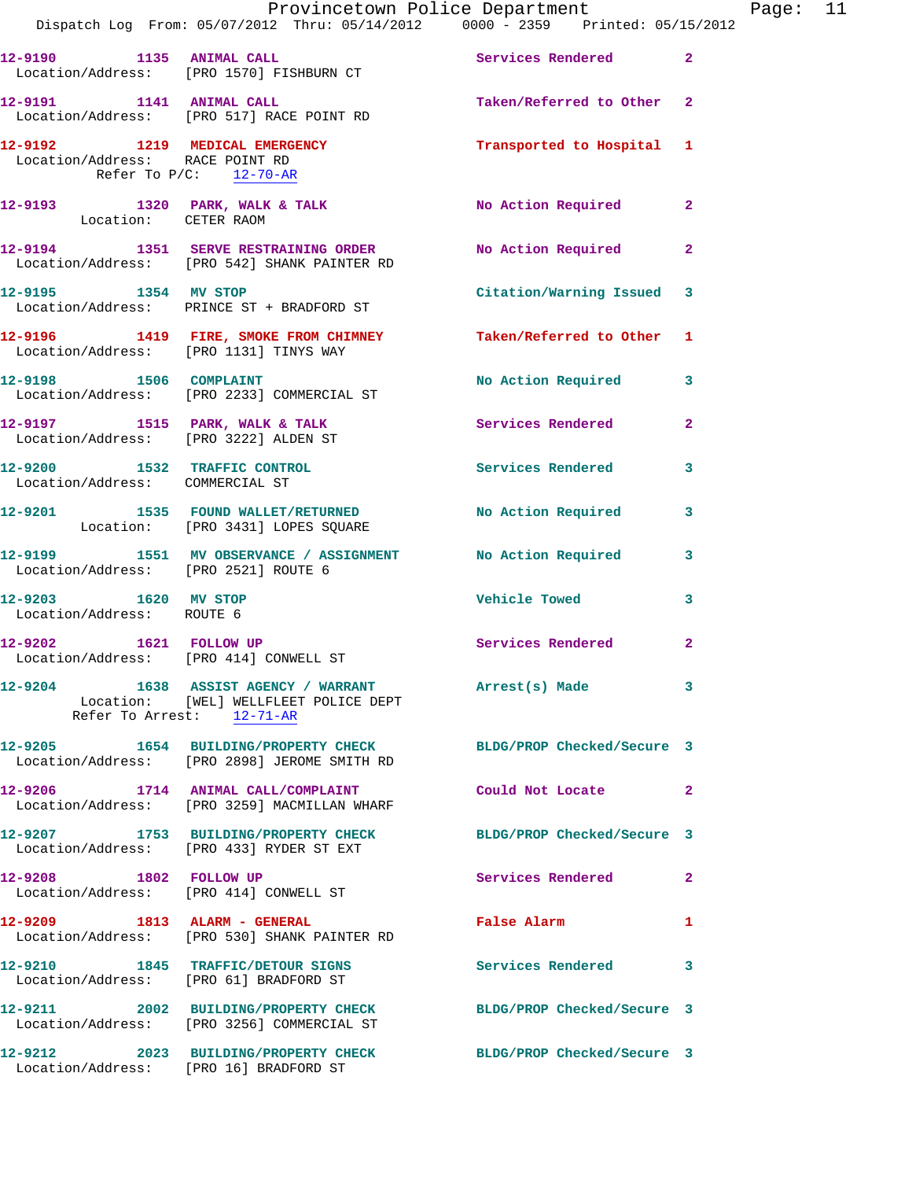12-9190 1135 ANIMAL CALL Services Rendered 2
Location/Address: [PRO 1570] FISHBURN CT

12-9191 1141 ANIMAL CALL Taken/Referred to Other 2
Location/Address: [PRO 517] RACE POINT RD

12-9192 1219 MEDICAL EMERGENCY Transported to Hospital 1
Location/Address: RACE POINT RD
Refer To P/C: 12-70-AR

12-9193 1320 PARK, WALK & TALK No Action Required 2
Location: CETER RAOM

12-9194 1351 SERVE RESTRAINING ORDER No Action Required 2
Location/Address: [PRO 542] SHANK PAINTER RD

12-9195 1354 MV STOP Citation/Warning Issued 3
Location/Address: PRINCE ST + BRADFORD ST

12-9196 1419 FIRE, SMOKE FROM CHIMNEY Taken/Referred to Other 1
Location/Address: [PRO 1131] TINYS WAY

12-9198 1506 COMPLAINT No Action Required 3
Location/Address: [PRO 2233] COMMERCIAL ST

12-9197 1515 PARK, WALK & TALK Services Rendered 2
Location/Address: [PRO 3222] ALDEN ST

12-9200 1532 TRAFFIC CONTROL Services Rendered 3
Location/Address: COMMERCIAL ST

12-9201 1535 FOUND WALLET/RETURNED No Action Required 3
Location: [PRO 3431] LOPES SQUARE

12-9199 1551 MV OBSERVANCE / ASSIGNMENT No Action Required 3
Location/Address: [PRO 2521] ROUTE 6

12-9203 1620 MV STOP Vehicle Towed 3
Location/Address: ROUTE 6

12-9202 1621 FOLLOW UP Services Rendered 2
Location/Address: [PRO 414] CONWELL ST

12-9204 1638 ASSIST AGENCY / WARRANT Arrest(s) Made 3
Location: [WEL] WELLFLEET POLICE DEPT
Refer To Arrest: 12-71-AR

12-9205 1654 BUILDING/PROPERTY CHECK BLDG/PROP Checked/Secure 3
Location/Address: [PRO 2898] JEROME SMITH RD

12-9206 1714 ANIMAL CALL/COMPLAINT Could Not Locate 2
Location/Address: [PRO 3259] MACMILLAN WHARF

12-9207 1753 BUILDING/PROPERTY CHECK BLDG/PROP Checked/Secure 3
Location/Address: [PRO 433] RYDER ST EXT

12-9208 1802 FOLLOW UP Services Rendered 2
Location/Address: [PRO 414] CONWELL ST

12-9209 1813 ALARM - GENERAL False Alarm 1
Location/Address: [PRO 530] SHANK PAINTER RD

12-9210 1845 TRAFFIC/DETOUR SIGNS Services Rendered 3
Location/Address: [PRO 61] BRADFORD ST

12-9211 2002 BUILDING/PROPERTY CHECK BLDG/PROP Checked/Secure 3
Location/Address: [PRO 3256] COMMERCIAL ST

12-9212 2023 BUILDING/PROPERTY CHECK BLDG/PROP Checked/Secure 3
Location/Address: [PRO 16] BRADFORD ST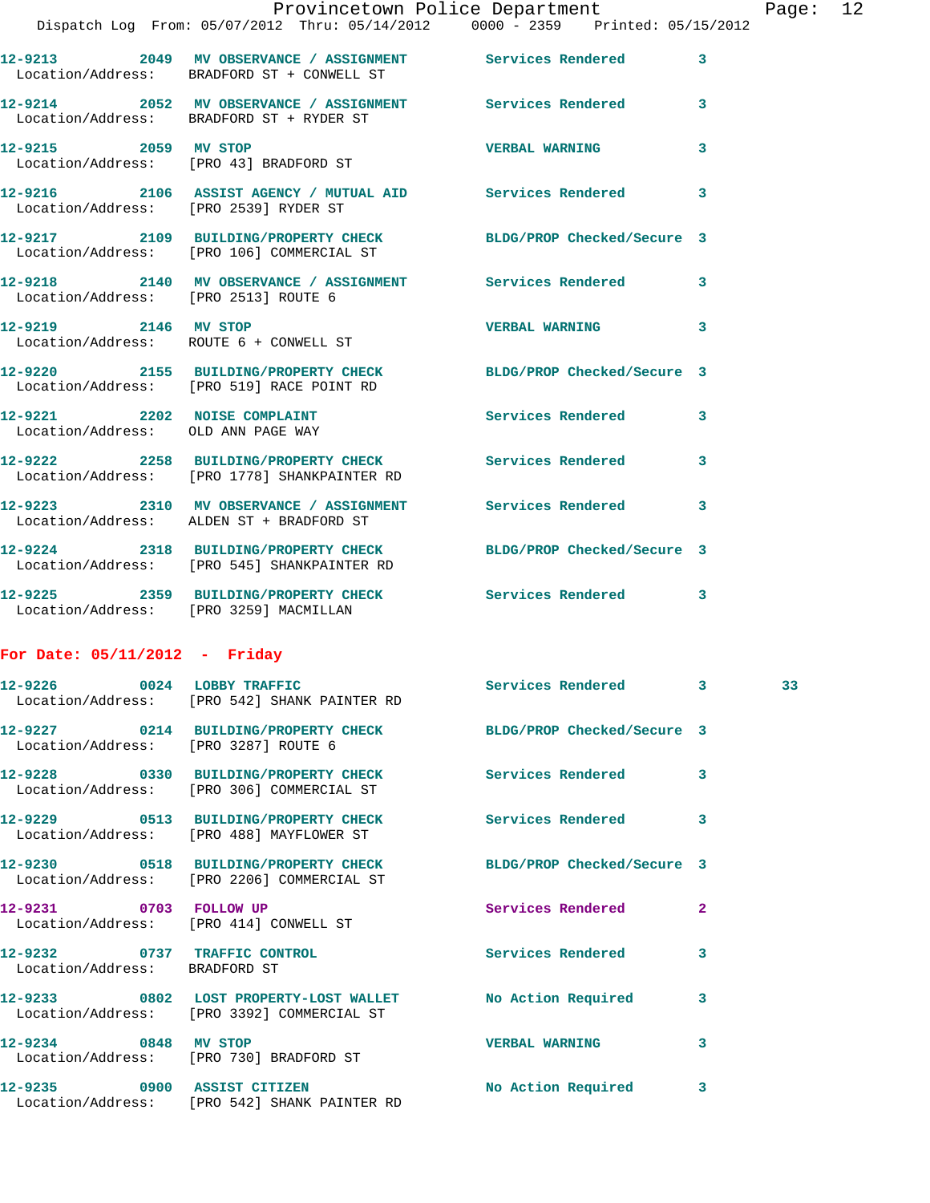12-9213 2049 MV OBSERVANCE / ASSIGNMENT Services Rendered 3
Location/Address: BRADFORD ST + CONWELL ST

12-9214 2052 MV OBSERVANCE / ASSIGNMENT Services Rendered 3
Location/Address: BRADFORD ST + RYDER ST

12-9215 2059 MV STOP VERBAL WARNING 3
Location/Address: [PRO 43] BRADFORD ST

12-9216 2106 ASSIST AGENCY / MUTUAL AID Services Rendered 3
Location/Address: [PRO 2539] RYDER ST

12-9217 2109 BUILDING/PROPERTY CHECK BLDG/PROP Checked/Secure 3
Location/Address: [PRO 106] COMMERCIAL ST

12-9218 2140 MV OBSERVANCE / ASSIGNMENT Services Rendered 3
Location/Address: [PRO 2513] ROUTE 6

12-9219 2146 MV STOP VERBAL WARNING 3
Location/Address: ROUTE 6 + CONWELL ST

12-9220 2155 BUILDING/PROPERTY CHECK BLDG/PROP Checked/Secure 3
Location/Address: [PRO 519] RACE POINT RD

12-9221 2202 NOISE COMPLAINT Services Rendered 3
Location/Address: OLD ANN PAGE WAY

12-9222 2258 BUILDING/PROPERTY CHECK Services Rendered 3
Location/Address: [PRO 1778] SHANKPAINTER RD

12-9223 2310 MV OBSERVANCE / ASSIGNMENT Services Rendered 3
Location/Address: ALDEN ST + BRADFORD ST

12-9224 2318 BUILDING/PROPERTY CHECK BLDG/PROP Checked/Secure 3
Location/Address: [PRO 545] SHANKPAINTER RD

12-9225 2359 BUILDING/PROPERTY CHECK Services Rendered 3
Location/Address: [PRO 3259] MACMILLAN

**For Date: 05/11/2012 - Friday**

12-9226 0024 LOBBY TRAFFIC Services Rendered 3 33
Location/Address: [PRO 542] SHANK PAINTER RD

12-9227 0214 BUILDING/PROPERTY CHECK BLDG/PROP Checked/Secure 3
Location/Address: [PRO 3287] ROUTE 6

12-9228 0330 BUILDING/PROPERTY CHECK Services Rendered 3
Location/Address: [PRO 306] COMMERCIAL ST

12-9229 0513 BUILDING/PROPERTY CHECK Services Rendered 3
Location/Address: [PRO 488] MAYFLOWER ST

12-9230 0518 BUILDING/PROPERTY CHECK BLDG/PROP Checked/Secure 3
Location/Address: [PRO 2206] COMMERCIAL ST

12-9231 0703 FOLLOW UP Services Rendered 2
Location/Address: [PRO 414] CONWELL ST

12-9232 0737 TRAFFIC CONTROL Services Rendered 3
Location/Address: BRADFORD ST

12-9233 0802 LOST PROPERTY-LOST WALLET No Action Required 3
Location/Address: [PRO 3392] COMMERCIAL ST

12-9234 0848 MV STOP VERBAL WARNING 3
Location/Address: [PRO 730] BRADFORD ST

12-9235 0900 ASSIST CITIZEN No Action Required 3
Location/Address: [PRO 542] SHANK PAINTER RD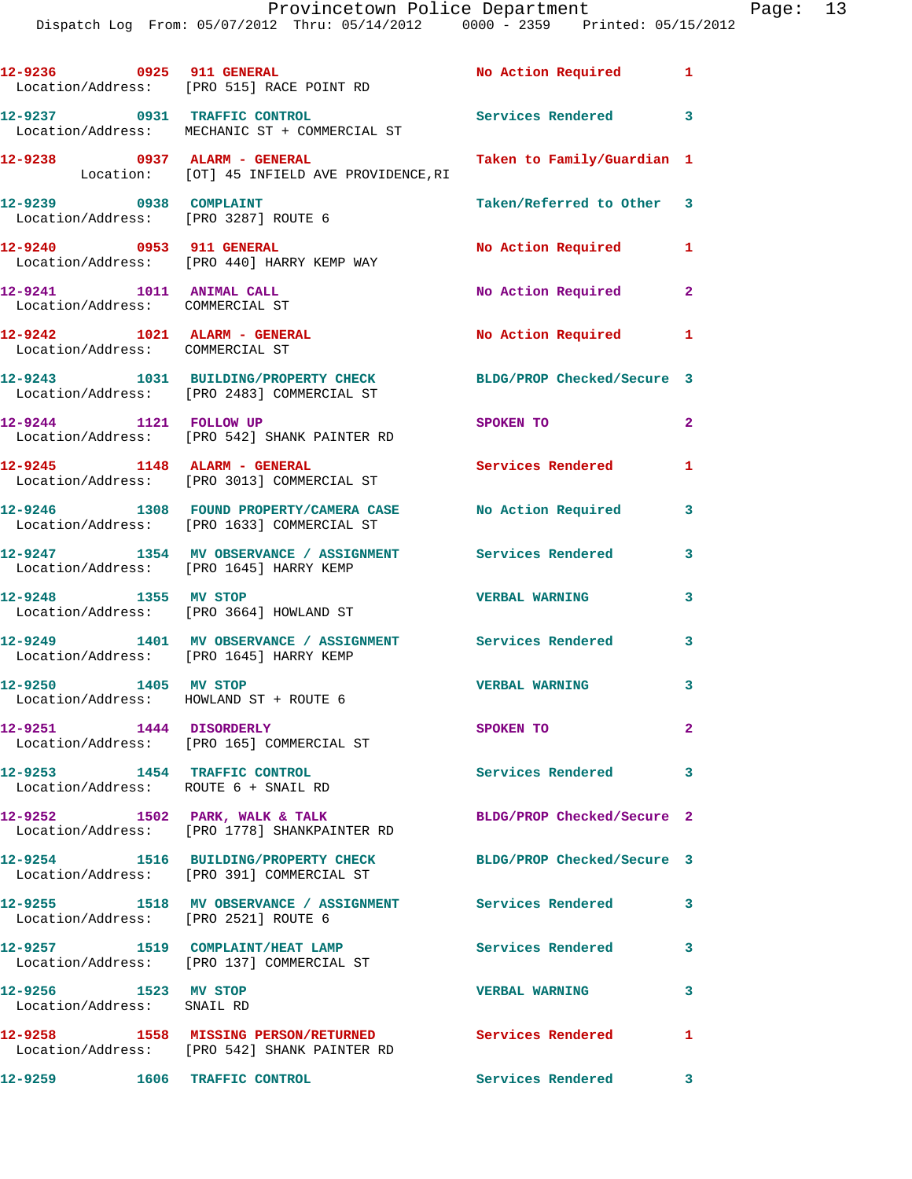12-9236 0925 911 GENERAL No Action Required 1
Location/Address: [PRO 515] RACE POINT RD

12-9237 0931 TRAFFIC CONTROL Services Rendered 3
Location/Address: MECHANIC ST + COMMERCIAL ST

12-9238 0937 ALARM - GENERAL Taken to Family/Guardian 1
Location: [OT] 45 INFIELD AVE PROVIDENCE,RI

12-9239 0938 COMPLAINT Taken/Referred to Other 3
Location/Address: [PRO 3287] ROUTE 6

12-9240 0953 911 GENERAL No Action Required 1
Location/Address: [PRO 440] HARRY KEMP WAY

12-9241 1011 ANIMAL CALL No Action Required 2
Location/Address: COMMERCIAL ST

12-9242 1021 ALARM - GENERAL No Action Required 1
Location/Address: COMMERCIAL ST

12-9243 1031 BUILDING/PROPERTY CHECK BLDG/PROP Checked/Secure 3
Location/Address: [PRO 2483] COMMERCIAL ST

12-9244 1121 FOLLOW UP SPOKEN TO 2
Location/Address: [PRO 542] SHANK PAINTER RD

12-9245 1148 ALARM - GENERAL Services Rendered 1
Location/Address: [PRO 3013] COMMERCIAL ST

12-9246 1308 FOUND PROPERTY/CAMERA CASE No Action Required 3
Location/Address: [PRO 1633] COMMERCIAL ST

12-9247 1354 MV OBSERVANCE / ASSIGNMENT Services Rendered 3
Location/Address: [PRO 1645] HARRY KEMP

12-9248 1355 MV STOP VERBAL WARNING 3
Location/Address: [PRO 3664] HOWLAND ST

12-9249 1401 MV OBSERVANCE / ASSIGNMENT Services Rendered 3
Location/Address: [PRO 1645] HARRY KEMP

12-9250 1405 MV STOP VERBAL WARNING 3
Location/Address: HOWLAND ST + ROUTE 6

12-9251 1444 DISORDERLY SPOKEN TO 2
Location/Address: [PRO 165] COMMERCIAL ST

12-9253 1454 TRAFFIC CONTROL Services Rendered 3
Location/Address: ROUTE 6 + SNAIL RD

12-9252 1502 PARK, WALK & TALK BLDG/PROP Checked/Secure 2
Location/Address: [PRO 1778] SHANKPAINTER RD

12-9254 1516 BUILDING/PROPERTY CHECK BLDG/PROP Checked/Secure 3
Location/Address: [PRO 391] COMMERCIAL ST

12-9255 1518 MV OBSERVANCE / ASSIGNMENT Services Rendered 3
Location/Address: [PRO 2521] ROUTE 6

12-9257 1519 COMPLAINT/HEAT LAMP Services Rendered 3
Location/Address: [PRO 137] COMMERCIAL ST

12-9256 1523 MV STOP VERBAL WARNING 3
Location/Address: SNAIL RD

12-9258 1558 MISSING PERSON/RETURNED Services Rendered 1
Location/Address: [PRO 542] SHANK PAINTER RD

12-9259 1606 TRAFFIC CONTROL Services Rendered 3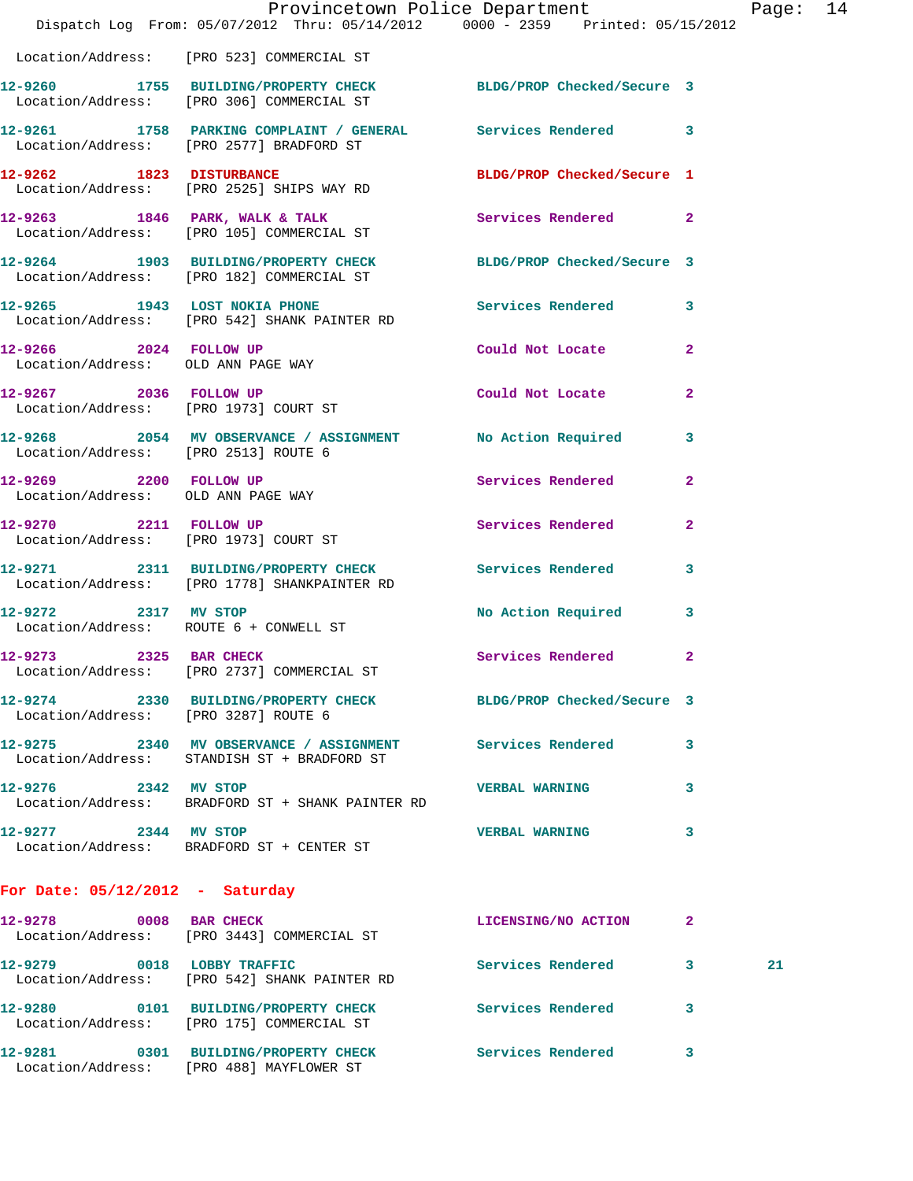Location/Address: [PRO 523] COMMERCIAL ST

12-9260 1755 BUILDING/PROPERTY CHECK BLDG/PROP Checked/Secure 3
Location/Address: [PRO 306] COMMERCIAL ST

12-9261 1758 PARKING COMPLAINT / GENERAL Services Rendered 3
Location/Address: [PRO 2577] BRADFORD ST

12-9262 1823 DISTURBANCE BLDG/PROP Checked/Secure 1
Location/Address: [PRO 2525] SHIPS WAY RD

12-9263 1846 PARK, WALK & TALK Services Rendered 2
Location/Address: [PRO 105] COMMERCIAL ST

12-9264 1903 BUILDING/PROPERTY CHECK BLDG/PROP Checked/Secure 3
Location/Address: [PRO 182] COMMERCIAL ST

12-9265 1943 LOST NOKIA PHONE Services Rendered 3
Location/Address: [PRO 542] SHANK PAINTER RD

12-9266 2024 FOLLOW UP Could Not Locate 2
Location/Address: OLD ANN PAGE WAY

12-9267 2036 FOLLOW UP Could Not Locate 2
Location/Address: [PRO 1973] COURT ST

12-9268 2054 MV OBSERVANCE / ASSIGNMENT No Action Required 3
Location/Address: [PRO 2513] ROUTE 6

12-9269 2200 FOLLOW UP Services Rendered 2
Location/Address: OLD ANN PAGE WAY

12-9270 2211 FOLLOW UP Services Rendered 2
Location/Address: [PRO 1973] COURT ST

12-9271 2311 BUILDING/PROPERTY CHECK Services Rendered 3
Location/Address: [PRO 1778] SHANKPAINTER RD

12-9272 2317 MV STOP No Action Required 3
Location/Address: ROUTE 6 + CONWELL ST

12-9273 2325 BAR CHECK Services Rendered 2
Location/Address: [PRO 2737] COMMERCIAL ST

12-9274 2330 BUILDING/PROPERTY CHECK BLDG/PROP Checked/Secure 3
Location/Address: [PRO 3287] ROUTE 6

12-9275 2340 MV OBSERVANCE / ASSIGNMENT Services Rendered 3
Location/Address: STANDISH ST + BRADFORD ST

12-9276 2342 MV STOP VERBAL WARNING 3
Location/Address: BRADFORD ST + SHANK PAINTER RD

12-9277 2344 MV STOP VERBAL WARNING 3
Location/Address: BRADFORD ST + CENTER ST

**For Date: 05/12/2012 - Saturday**

12-9278 0008 BAR CHECK LICENSING/NO ACTION 2
Location/Address: [PRO 3443] COMMERCIAL ST

12-9279 0018 LOBBY TRAFFIC Services Rendered 3 21
Location/Address: [PRO 542] SHANK PAINTER RD

12-9280 0101 BUILDING/PROPERTY CHECK Services Rendered 3
Location/Address: [PRO 175] COMMERCIAL ST

12-9281 0301 BUILDING/PROPERTY CHECK Services Rendered 3
Location/Address: [PRO 488] MAYFLOWER ST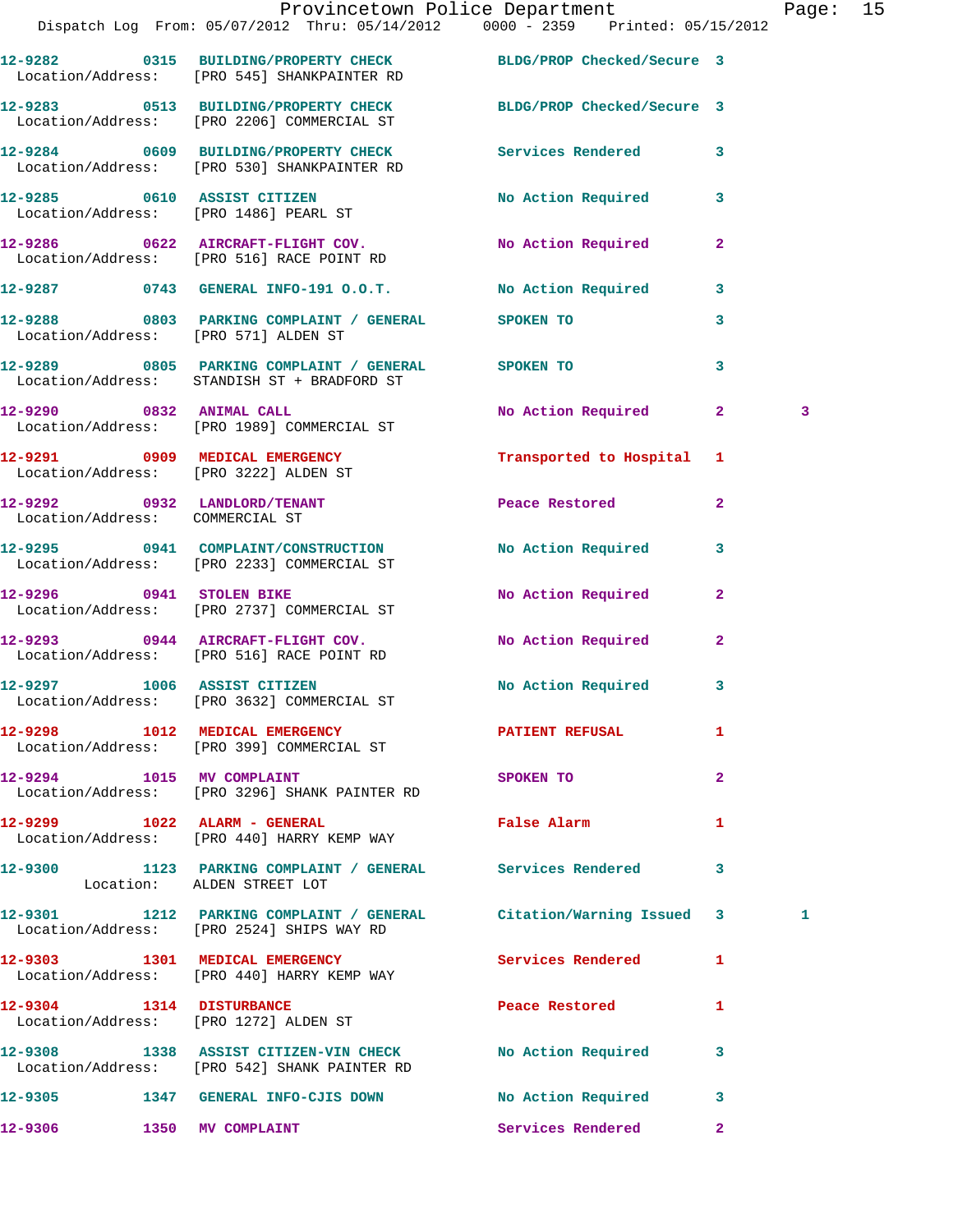12-9282 0315 BUILDING/PROPERTY CHECK BLDG/PROP Checked/Secure 3
Location/Address: [PRO 545] SHANKPAINTER RD

12-9283 0513 BUILDING/PROPERTY CHECK BLDG/PROP Checked/Secure 3
Location/Address: [PRO 2206] COMMERCIAL ST

12-9284 0609 BUILDING/PROPERTY CHECK Services Rendered 3
Location/Address: [PRO 530] SHANKPAINTER RD

12-9285 0610 ASSIST CITIZEN No Action Required 3
Location/Address: [PRO 1486] PEARL ST

12-9286 0622 AIRCRAFT-FLIGHT COV. No Action Required 2
Location/Address: [PRO 516] RACE POINT RD

12-9287 0743 GENERAL INFO-191 O.O.T. No Action Required 3

12-9288 0803 PARKING COMPLAINT / GENERAL SPOKEN TO 3
Location/Address: [PRO 571] ALDEN ST

12-9289 0805 PARKING COMPLAINT / GENERAL SPOKEN TO 3
Location/Address: STANDISH ST + BRADFORD ST

12-9290 0832 ANIMAL CALL No Action Required 2 3
Location/Address: [PRO 1989] COMMERCIAL ST

12-9291 0909 MEDICAL EMERGENCY Transported to Hospital 1
Location/Address: [PRO 3222] ALDEN ST

12-9292 0932 LANDLORD/TENANT Peace Restored 2
Location/Address: COMMERCIAL ST

12-9295 0941 COMPLAINT/CONSTRUCTION No Action Required 3
Location/Address: [PRO 2233] COMMERCIAL ST

12-9296 0941 STOLEN BIKE No Action Required 2
Location/Address: [PRO 2737] COMMERCIAL ST

12-9293 0944 AIRCRAFT-FLIGHT COV. No Action Required 2
Location/Address: [PRO 516] RACE POINT RD

12-9297 1006 ASSIST CITIZEN No Action Required 3
Location/Address: [PRO 3632] COMMERCIAL ST

12-9298 1012 MEDICAL EMERGENCY PATIENT REFUSAL 1
Location/Address: [PRO 399] COMMERCIAL ST

12-9294 1015 MV COMPLAINT SPOKEN TO 2
Location/Address: [PRO 3296] SHANK PAINTER RD

12-9299 1022 ALARM - GENERAL False Alarm 1
Location/Address: [PRO 440] HARRY KEMP WAY

12-9300 1123 PARKING COMPLAINT / GENERAL Services Rendered 3
Location: ALDEN STREET LOT

12-9301 1212 PARKING COMPLAINT / GENERAL Citation/Warning Issued 3 1
Location/Address: [PRO 2524] SHIPS WAY RD

12-9303 1301 MEDICAL EMERGENCY Services Rendered 1
Location/Address: [PRO 440] HARRY KEMP WAY

12-9304 1314 DISTURBANCE Peace Restored 1
Location/Address: [PRO 1272] ALDEN ST

12-9308 1338 ASSIST CITIZEN-VIN CHECK No Action Required 3
Location/Address: [PRO 542] SHANK PAINTER RD

12-9305 1347 GENERAL INFO-CJIS DOWN No Action Required 3

12-9306 1350 MV COMPLAINT Services Rendered 2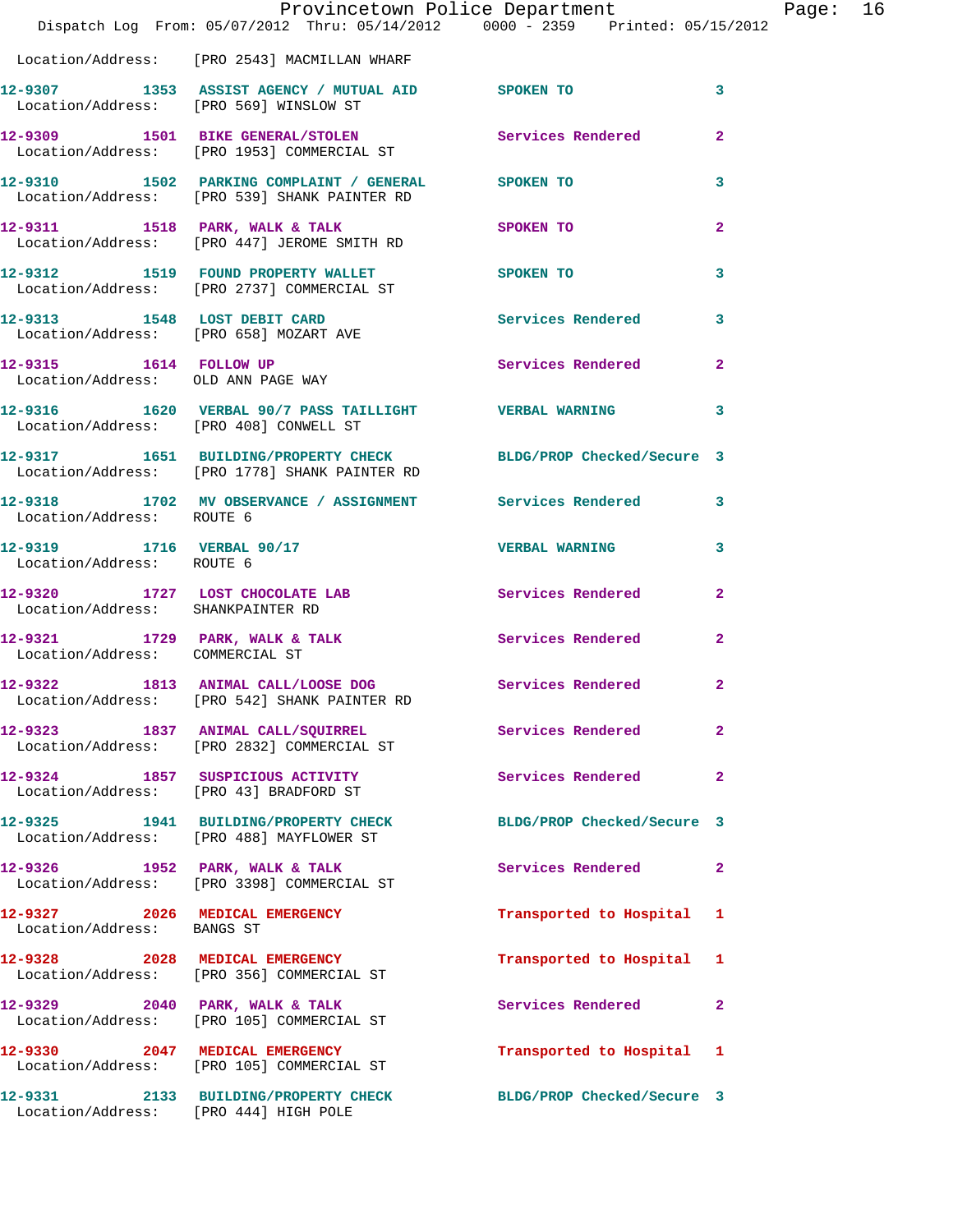Location/Address: [PRO 2543] MACMILLAN WHARF

**12-9307** 1353 **ASSIST AGENCY / MUTUAL AID** SPOKEN TO 3
Location/Address: [PRO 569] WINSLOW ST

**12-9309** 1501 **BIKE GENERAL/STOLEN** Services Rendered 2
Location/Address: [PRO 1953] COMMERCIAL ST

**12-9310** 1502 **PARKING COMPLAINT / GENERAL** SPOKEN TO 3
Location/Address: [PRO 539] SHANK PAINTER RD

**12-9311** 1518 **PARK, WALK & TALK** SPOKEN TO 2
Location/Address: [PRO 447] JEROME SMITH RD

**12-9312** 1519 **FOUND PROPERTY WALLET** SPOKEN TO 3
Location/Address: [PRO 2737] COMMERCIAL ST

**12-9313** 1548 **LOST DEBIT CARD** Services Rendered 3
Location/Address: [PRO 658] MOZART AVE

**12-9315** 1614 **FOLLOW UP** Services Rendered 2
Location/Address: OLD ANN PAGE WAY

**12-9316** 1620 **VERBAL 90/7 PASS TAILLIGHT** VERBAL WARNING 3
Location/Address: [PRO 408] CONWELL ST

**12-9317** 1651 **BUILDING/PROPERTY CHECK** BLDG/PROP Checked/Secure 3
Location/Address: [PRO 1778] SHANK PAINTER RD

**12-9318** 1702 **MV OBSERVANCE / ASSIGNMENT** Services Rendered 3
Location/Address: ROUTE 6

**12-9319** 1716 **VERBAL 90/17** VERBAL WARNING 3
Location/Address: ROUTE 6

**12-9320** 1727 **LOST CHOCOLATE LAB** Services Rendered 2
Location/Address: SHANKPAINTER RD

**12-9321** 1729 **PARK, WALK & TALK** Services Rendered 2
Location/Address: COMMERCIAL ST

**12-9322** 1813 **ANIMAL CALL/LOOSE DOG** Services Rendered 2
Location/Address: [PRO 542] SHANK PAINTER RD

**12-9323** 1837 **ANIMAL CALL/SQUIRREL** Services Rendered 2
Location/Address: [PRO 2832] COMMERCIAL ST

**12-9324** 1857 **SUSPICIOUS ACTIVITY** Services Rendered 2
Location/Address: [PRO 43] BRADFORD ST

**12-9325** 1941 **BUILDING/PROPERTY CHECK** BLDG/PROP Checked/Secure 3
Location/Address: [PRO 488] MAYFLOWER ST

**12-9326** 1952 **PARK, WALK & TALK** Services Rendered 2
Location/Address: [PRO 3398] COMMERCIAL ST

**12-9327** 2026 **MEDICAL EMERGENCY** Transported to Hospital 1
Location/Address: BANGS ST

**12-9328** 2028 **MEDICAL EMERGENCY** Transported to Hospital 1
Location/Address: [PRO 356] COMMERCIAL ST

**12-9329** 2040 **PARK, WALK & TALK** Services Rendered 2
Location/Address: [PRO 105] COMMERCIAL ST

**12-9330** 2047 **MEDICAL EMERGENCY** Transported to Hospital 1
Location/Address: [PRO 105] COMMERCIAL ST

**12-9331** 2133 **BUILDING/PROPERTY CHECK** BLDG/PROP Checked/Secure 3
Location/Address: [PRO 444] HIGH POLE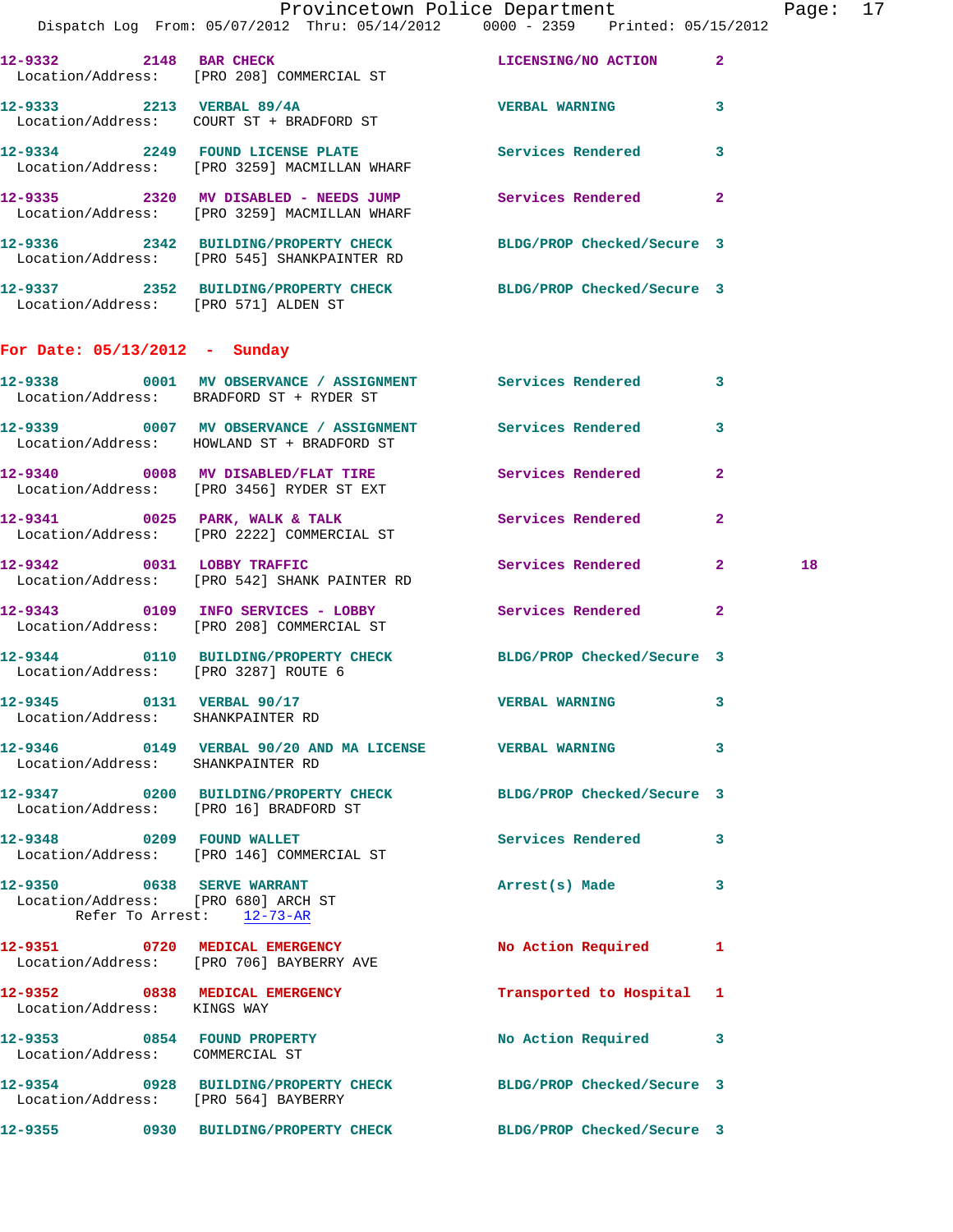12-9332 2148 BAR CHECK LICENSING/NO ACTION 2
Location/Address: [PRO 208] COMMERCIAL ST

12-9333 2213 VERBAL 89/4A VERBAL WARNING 3
Location/Address: COURT ST + BRADFORD ST

12-9334 2249 FOUND LICENSE PLATE Services Rendered 3
Location/Address: [PRO 3259] MACMILLAN WHARF

12-9335 2320 MV DISABLED - NEEDS JUMP Services Rendered 2
Location/Address: [PRO 3259] MACMILLAN WHARF

12-9336 2342 BUILDING/PROPERTY CHECK BLDG/PROP Checked/Secure 3
Location/Address: [PRO 545] SHANKPAINTER RD

12-9337 2352 BUILDING/PROPERTY CHECK BLDG/PROP Checked/Secure 3
Location/Address: [PRO 571] ALDEN ST

## For Date: 05/13/2012 - Sunday

12-9338 0001 MV OBSERVANCE / ASSIGNMENT Services Rendered 3
Location/Address: BRADFORD ST + RYDER ST

12-9339 0007 MV OBSERVANCE / ASSIGNMENT Services Rendered 3
Location/Address: HOWLAND ST + BRADFORD ST

12-9340 0008 MV DISABLED/FLAT TIRE Services Rendered 2
Location/Address: [PRO 3456] RYDER ST EXT

12-9341 0025 PARK, WALK & TALK Services Rendered 2
Location/Address: [PRO 2222] COMMERCIAL ST

12-9342 0031 LOBBY TRAFFIC Services Rendered 2 18
Location/Address: [PRO 542] SHANK PAINTER RD

12-9343 0109 INFO SERVICES - LOBBY Services Rendered 2
Location/Address: [PRO 208] COMMERCIAL ST

12-9344 0110 BUILDING/PROPERTY CHECK BLDG/PROP Checked/Secure 3
Location/Address: [PRO 3287] ROUTE 6

12-9345 0131 VERBAL 90/17 VERBAL WARNING 3
Location/Address: SHANKPAINTER RD

12-9346 0149 VERBAL 90/20 AND MA LICENSE VERBAL WARNING 3
Location/Address: SHANKPAINTER RD

12-9347 0200 BUILDING/PROPERTY CHECK BLDG/PROP Checked/Secure 3
Location/Address: [PRO 16] BRADFORD ST

12-9348 0209 FOUND WALLET Services Rendered 3
Location/Address: [PRO 146] COMMERCIAL ST

12-9350 0638 SERVE WARRANT Arrest(s) Made 3
Location/Address: [PRO 680] ARCH ST
Refer To Arrest: 12-73-AR

12-9351 0720 MEDICAL EMERGENCY No Action Required 1
Location/Address: [PRO 706] BAYBERRY AVE

12-9352 0838 MEDICAL EMERGENCY Transported to Hospital 1
Location/Address: KINGS WAY

12-9353 0854 FOUND PROPERTY No Action Required 3
Location/Address: COMMERCIAL ST

12-9354 0928 BUILDING/PROPERTY CHECK BLDG/PROP Checked/Secure 3
Location/Address: [PRO 564] BAYBERRY

12-9355 0930 BUILDING/PROPERTY CHECK BLDG/PROP Checked/Secure 3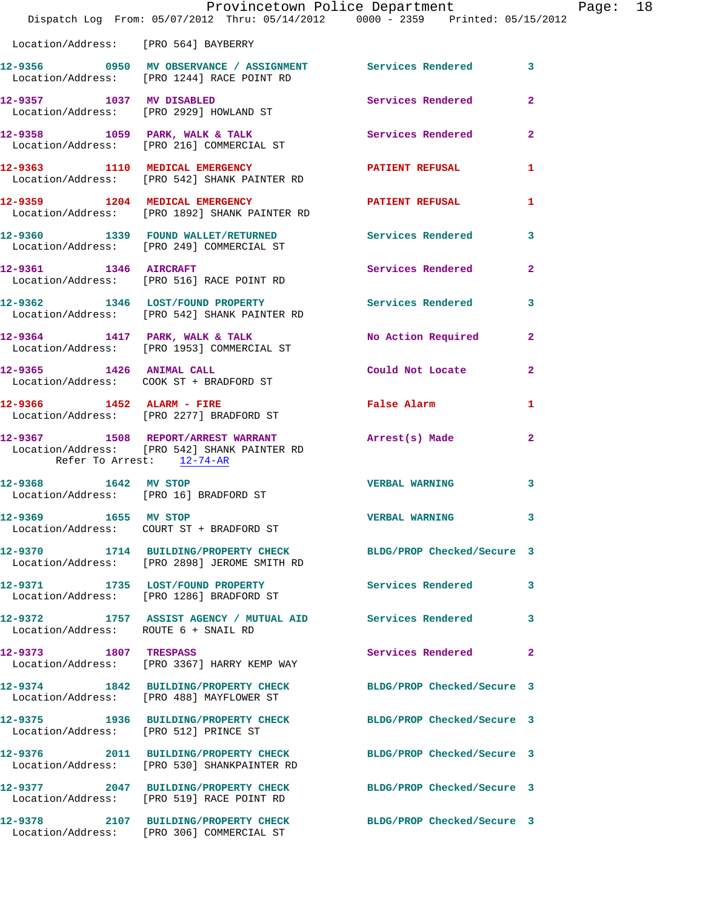Location/Address: [PRO 564] BAYBERRY

| Call Number | Time | Call Reason | Action | Priority |
|---|---|---|---|---|
| 12-9356 | 0950 | MV OBSERVANCE / ASSIGNMENT | Services Rendered | 3 |
| | | Location/Address: [PRO 1244] RACE POINT RD | | |
| 12-9357 | 1037 | MV DISABLED | Services Rendered | 2 |
| | | Location/Address: [PRO 2929] HOWLAND ST | | |
| 12-9358 | 1059 | PARK, WALK & TALK | Services Rendered | 2 |
| | | Location/Address: [PRO 216] COMMERCIAL ST | | |
| 12-9363 | 1110 | MEDICAL EMERGENCY | PATIENT REFUSAL | 1 |
| | | Location/Address: [PRO 542] SHANK PAINTER RD | | |
| 12-9359 | 1204 | MEDICAL EMERGENCY | PATIENT REFUSAL | 1 |
| | | Location/Address: [PRO 1892] SHANK PAINTER RD | | |
| 12-9360 | 1339 | FOUND WALLET/RETURNED | Services Rendered | 3 |
| | | Location/Address: [PRO 249] COMMERCIAL ST | | |
| 12-9361 | 1346 | AIRCRAFT | Services Rendered | 2 |
| | | Location/Address: [PRO 516] RACE POINT RD | | |
| 12-9362 | 1346 | LOST/FOUND PROPERTY | Services Rendered | 3 |
| | | Location/Address: [PRO 542] SHANK PAINTER RD | | |
| 12-9364 | 1417 | PARK, WALK & TALK | No Action Required | 2 |
| | | Location/Address: [PRO 1953] COMMERCIAL ST | | |
| 12-9365 | 1426 | ANIMAL CALL | Could Not Locate | 2 |
| | | Location/Address: COOK ST + BRADFORD ST | | |
| 12-9366 | 1452 | ALARM - FIRE | False Alarm | 1 |
| | | Location/Address: [PRO 2277] BRADFORD ST | | |
| 12-9367 | 1508 | REPORT/ARREST WARRANT | Arrest(s) Made | 2 |
| | | Location/Address: [PRO 542] SHANK PAINTER RD<br>Refer To Arrest: 12-74-AR | | |
| 12-9368 | 1642 | MV STOP | VERBAL WARNING | 3 |
| | | Location/Address: [PRO 16] BRADFORD ST | | |
| 12-9369 | 1655 | MV STOP | VERBAL WARNING | 3 |
| | | Location/Address: COURT ST + BRADFORD ST | | |
| 12-9370 | 1714 | BUILDING/PROPERTY CHECK | BLDG/PROP Checked/Secure | 3 |
| | | Location/Address: [PRO 2898] JEROME SMITH RD | | |
| 12-9371 | 1735 | LOST/FOUND PROPERTY | Services Rendered | 3 |
| | | Location/Address: [PRO 1286] BRADFORD ST | | |
| 12-9372 | 1757 | ASSIST AGENCY / MUTUAL AID | Services Rendered | 3 |
| | | Location/Address: ROUTE 6 + SNAIL RD | | |
| 12-9373 | 1807 | TRESPASS | Services Rendered | 2 |
| | | Location/Address: [PRO 3367] HARRY KEMP WAY | | |
| 12-9374 | 1842 | BUILDING/PROPERTY CHECK | BLDG/PROP Checked/Secure | 3 |
| | | Location/Address: [PRO 488] MAYFLOWER ST | | |
| 12-9375 | 1936 | BUILDING/PROPERTY CHECK | BLDG/PROP Checked/Secure | 3 |
| | | Location/Address: [PRO 512] PRINCE ST | | |
| 12-9376 | 2011 | BUILDING/PROPERTY CHECK | BLDG/PROP Checked/Secure | 3 |
| | | Location/Address: [PRO 530] SHANKPAINTER RD | | |
| 12-9377 | 2047 | BUILDING/PROPERTY CHECK | BLDG/PROP Checked/Secure | 3 |
| | | Location/Address: [PRO 519] RACE POINT RD | | |
| 12-9378 | 2107 | BUILDING/PROPERTY CHECK | BLDG/PROP Checked/Secure | 3 |
| | | Location/Address: [PRO 306] COMMERCIAL ST | | |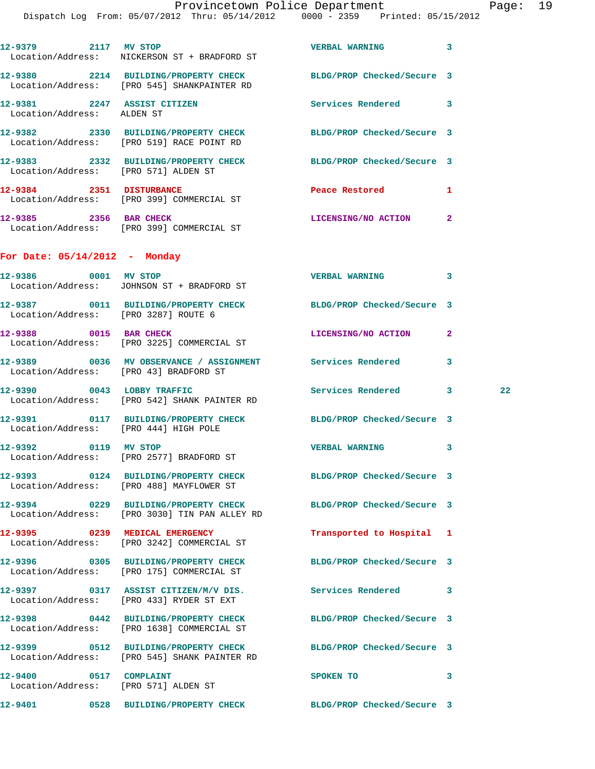12-9379 2117 MV STOP VERBAL WARNING 3
Location/Address: NICKERSON ST + BRADFORD ST

12-9380 2214 BUILDING/PROPERTY CHECK BLDG/PROP Checked/Secure 3
Location/Address: [PRO 545] SHANKPAINTER RD

12-9381 2247 ASSIST CITIZEN Services Rendered 3
Location/Address: ALDEN ST

12-9382 2330 BUILDING/PROPERTY CHECK BLDG/PROP Checked/Secure 3
Location/Address: [PRO 519] RACE POINT RD

12-9383 2332 BUILDING/PROPERTY CHECK BLDG/PROP Checked/Secure 3
Location/Address: [PRO 571] ALDEN ST

12-9384 2351 DISTURBANCE Peace Restored 1
Location/Address: [PRO 399] COMMERCIAL ST

12-9385 2356 BAR CHECK LICENSING/NO ACTION 2
Location/Address: [PRO 399] COMMERCIAL ST

**For Date: 05/14/2012 - Monday**

12-9386 0001 MV STOP VERBAL WARNING 3
Location/Address: JOHNSON ST + BRADFORD ST

12-9387 0011 BUILDING/PROPERTY CHECK BLDG/PROP Checked/Secure 3
Location/Address: [PRO 3287] ROUTE 6

12-9388 0015 BAR CHECK LICENSING/NO ACTION 2
Location/Address: [PRO 3225] COMMERCIAL ST

12-9389 0036 MV OBSERVANCE / ASSIGNMENT Services Rendered 3
Location/Address: [PRO 43] BRADFORD ST

12-9390 0043 LOBBY TRAFFIC Services Rendered 3 22
Location/Address: [PRO 542] SHANK PAINTER RD

12-9391 0117 BUILDING/PROPERTY CHECK BLDG/PROP Checked/Secure 3
Location/Address: [PRO 444] HIGH POLE

12-9392 0119 MV STOP VERBAL WARNING 3
Location/Address: [PRO 2577] BRADFORD ST

12-9393 0124 BUILDING/PROPERTY CHECK BLDG/PROP Checked/Secure 3
Location/Address: [PRO 488] MAYFLOWER ST

12-9394 0229 BUILDING/PROPERTY CHECK BLDG/PROP Checked/Secure 3
Location/Address: [PRO 3030] TIN PAN ALLEY RD

12-9395 0239 MEDICAL EMERGENCY Transported to Hospital 1
Location/Address: [PRO 3242] COMMERCIAL ST

12-9396 0305 BUILDING/PROPERTY CHECK BLDG/PROP Checked/Secure 3
Location/Address: [PRO 175] COMMERCIAL ST

12-9397 0317 ASSIST CITIZEN/M/V DIS. Services Rendered 3
Location/Address: [PRO 433] RYDER ST EXT

12-9398 0442 BUILDING/PROPERTY CHECK BLDG/PROP Checked/Secure 3
Location/Address: [PRO 1638] COMMERCIAL ST

12-9399 0512 BUILDING/PROPERTY CHECK BLDG/PROP Checked/Secure 3
Location/Address: [PRO 545] SHANK PAINTER RD

12-9400 0517 COMPLAINT SPOKEN TO 3
Location/Address: [PRO 571] ALDEN ST

12-9401 0528 BUILDING/PROPERTY CHECK BLDG/PROP Checked/Secure 3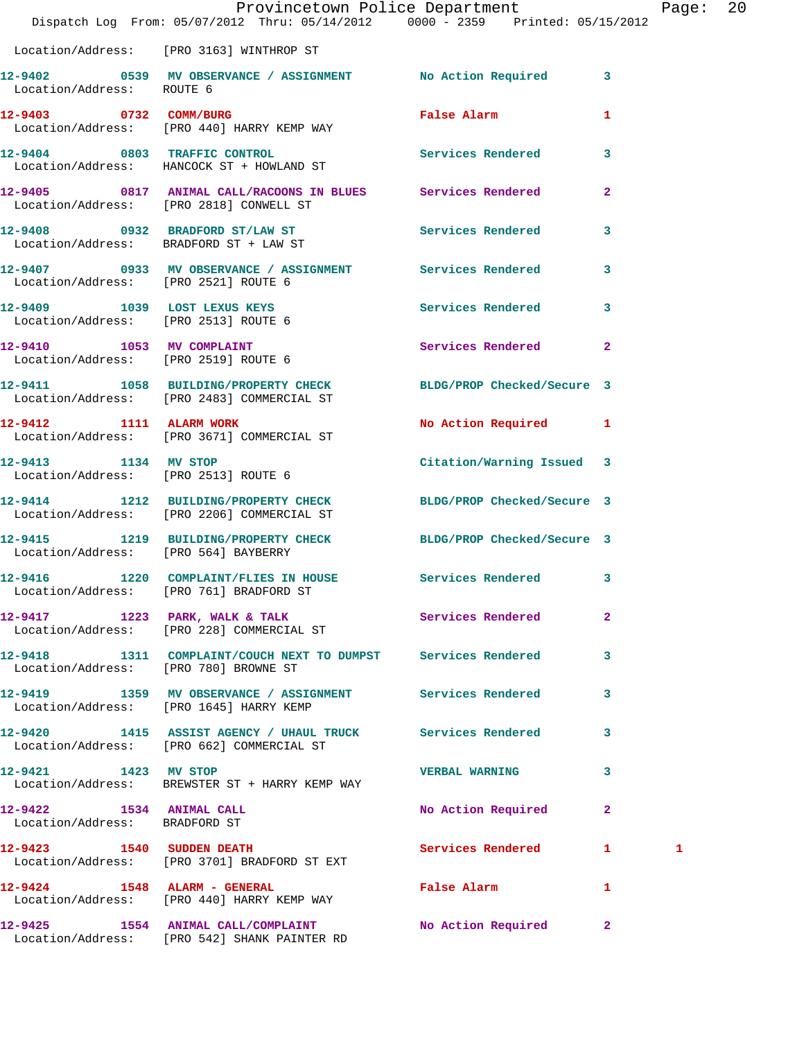Location/Address: [PRO 3163] WINTHROP ST

| Call # | Time | Call Reason | Action | Priority | |
|---|---|---|---|---|---|
| 12-9402 | 0539 | MV OBSERVANCE / ASSIGNMENT | No Action Required | 3 | |
| | | Location/Address: ROUTE 6 | | | |
| 12-9403 | 0732 | COMM/BURG | False Alarm | 1 | |
| | | Location/Address: [PRO 440] HARRY KEMP WAY | | | |
| 12-9404 | 0803 | TRAFFIC CONTROL | Services Rendered | 3 | |
| | | Location/Address: HANCOCK ST + HOWLAND ST | | | |
| 12-9405 | 0817 | ANIMAL CALL/RACOONS IN BLUES | Services Rendered | 2 | |
| | | Location/Address: [PRO 2818] CONWELL ST | | | |
| 12-9408 | 0932 | BRADFORD ST/LAW ST | Services Rendered | 3 | |
| | | Location/Address: BRADFORD ST + LAW ST | | | |
| 12-9407 | 0933 | MV OBSERVANCE / ASSIGNMENT | Services Rendered | 3 | |
| | | Location/Address: [PRO 2521] ROUTE 6 | | | |
| 12-9409 | 1039 | LOST LEXUS KEYS | Services Rendered | 3 | |
| | | Location/Address: [PRO 2513] ROUTE 6 | | | |
| 12-9410 | 1053 | MV COMPLAINT | Services Rendered | 2 | |
| | | Location/Address: [PRO 2519] ROUTE 6 | | | |
| 12-9411 | 1058 | BUILDING/PROPERTY CHECK | BLDG/PROP Checked/Secure | 3 | |
| | | Location/Address: [PRO 2483] COMMERCIAL ST | | | |
| 12-9412 | 1111 | ALARM WORK | No Action Required | 1 | |
| | | Location/Address: [PRO 3671] COMMERCIAL ST | | | |
| 12-9413 | 1134 | MV STOP | Citation/Warning Issued | 3 | |
| | | Location/Address: [PRO 2513] ROUTE 6 | | | |
| 12-9414 | 1212 | BUILDING/PROPERTY CHECK | BLDG/PROP Checked/Secure | 3 | |
| | | Location/Address: [PRO 2206] COMMERCIAL ST | | | |
| 12-9415 | 1219 | BUILDING/PROPERTY CHECK | BLDG/PROP Checked/Secure | 3 | |
| | | Location/Address: [PRO 564] BAYBERRY | | | |
| 12-9416 | 1220 | COMPLAINT/FLIES IN HOUSE | Services Rendered | 3 | |
| | | Location/Address: [PRO 761] BRADFORD ST | | | |
| 12-9417 | 1223 | PARK, WALK & TALK | Services Rendered | 2 | |
| | | Location/Address: [PRO 228] COMMERCIAL ST | | | |
| 12-9418 | 1311 | COMPLAINT/COUCH NEXT TO DUMPST | Services Rendered | 3 | |
| | | Location/Address: [PRO 780] BROWNE ST | | | |
| 12-9419 | 1359 | MV OBSERVANCE / ASSIGNMENT | Services Rendered | 3 | |
| | | Location/Address: [PRO 1645] HARRY KEMP | | | |
| 12-9420 | 1415 | ASSIST AGENCY / UHAUL TRUCK | Services Rendered | 3 | |
| | | Location/Address: [PRO 662] COMMERCIAL ST | | | |
| 12-9421 | 1423 | MV STOP | VERBAL WARNING | 3 | |
| | | Location/Address: BREWSTER ST + HARRY KEMP WAY | | | |
| 12-9422 | 1534 | ANIMAL CALL | No Action Required | 2 | |
| | | Location/Address: BRADFORD ST | | | |
| 12-9423 | 1540 | SUDDEN DEATH | Services Rendered | 1 | 1 |
| | | Location/Address: [PRO 3701] BRADFORD ST EXT | | | |
| 12-9424 | 1548 | ALARM - GENERAL | False Alarm | 1 | |
| | | Location/Address: [PRO 440] HARRY KEMP WAY | | | |
| 12-9425 | 1554 | ANIMAL CALL/COMPLAINT | No Action Required | 2 | |
| | | Location/Address: [PRO 542] SHANK PAINTER RD | | | |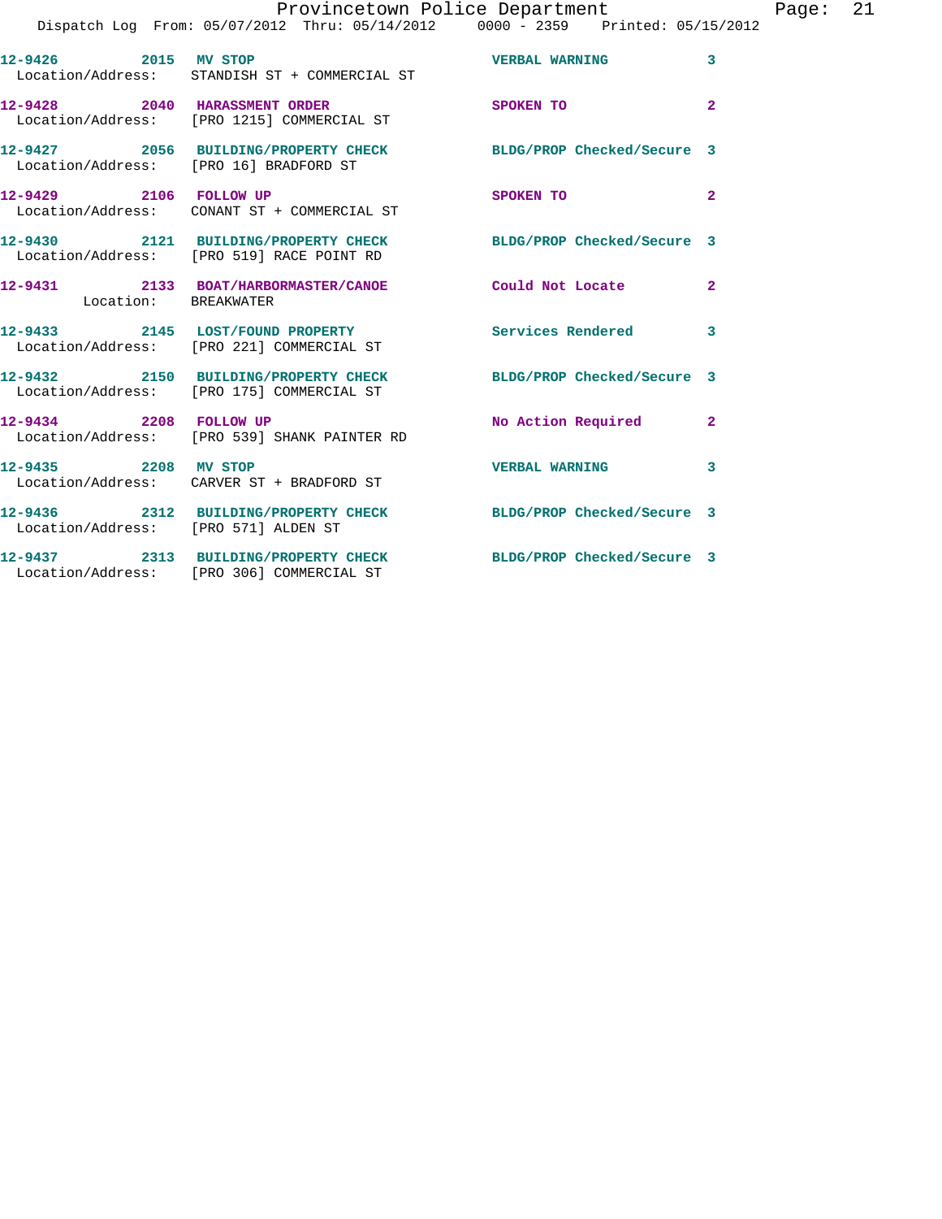| | | | | |
|---|---|---|---|---|
| **12-9426** | **2015** | **MV STOP** | **VERBAL WARNING** | **3** |
| Location/Address: | STANDISH ST + COMMERCIAL ST | | | |
| **12-9428** | **2040** | **HARASSMENT ORDER** | **SPOKEN TO** | **2** |
| Location/Address: | [PRO 1215] COMMERCIAL ST | | | |
| **12-9427** | **2056** | **BUILDING/PROPERTY CHECK** | **BLDG/PROP Checked/Secure** | **3** |
| Location/Address: | [PRO 16] BRADFORD ST | | | |
| **12-9429** | **2106** | **FOLLOW UP** | **SPOKEN TO** | **2** |
| Location/Address: | CONANT ST + COMMERCIAL ST | | | |
| **12-9430** | **2121** | **BUILDING/PROPERTY CHECK** | **BLDG/PROP Checked/Secure** | **3** |
| Location/Address: | [PRO 519] RACE POINT RD | | | |
| **12-9431** | **2133** | **BOAT/HARBORMASTER/CANOE** | **Could Not Locate** | **2** |
| Location: | BREAKWATER | | | |
| **12-9433** | **2145** | **LOST/FOUND PROPERTY** | **Services Rendered** | **3** |
| Location/Address: | [PRO 221] COMMERCIAL ST | | | |
| **12-9432** | **2150** | **BUILDING/PROPERTY CHECK** | **BLDG/PROP Checked/Secure** | **3** |
| Location/Address: | [PRO 175] COMMERCIAL ST | | | |
| **12-9434** | **2208** | **FOLLOW UP** | **No Action Required** | **2** |
| Location/Address: | [PRO 539] SHANK PAINTER RD | | | |
| **12-9435** | **2208** | **MV STOP** | **VERBAL WARNING** | **3** |
| Location/Address: | CARVER ST + BRADFORD ST | | | |
| **12-9436** | **2312** | **BUILDING/PROPERTY CHECK** | **BLDG/PROP Checked/Secure** | **3** |
| Location/Address: | [PRO 571] ALDEN ST | | | |
| **12-9437** | **2313** | **BUILDING/PROPERTY CHECK** | **BLDG/PROP Checked/Secure** | **3** |
| Location/Address: | [PRO 306] COMMERCIAL ST | | | |